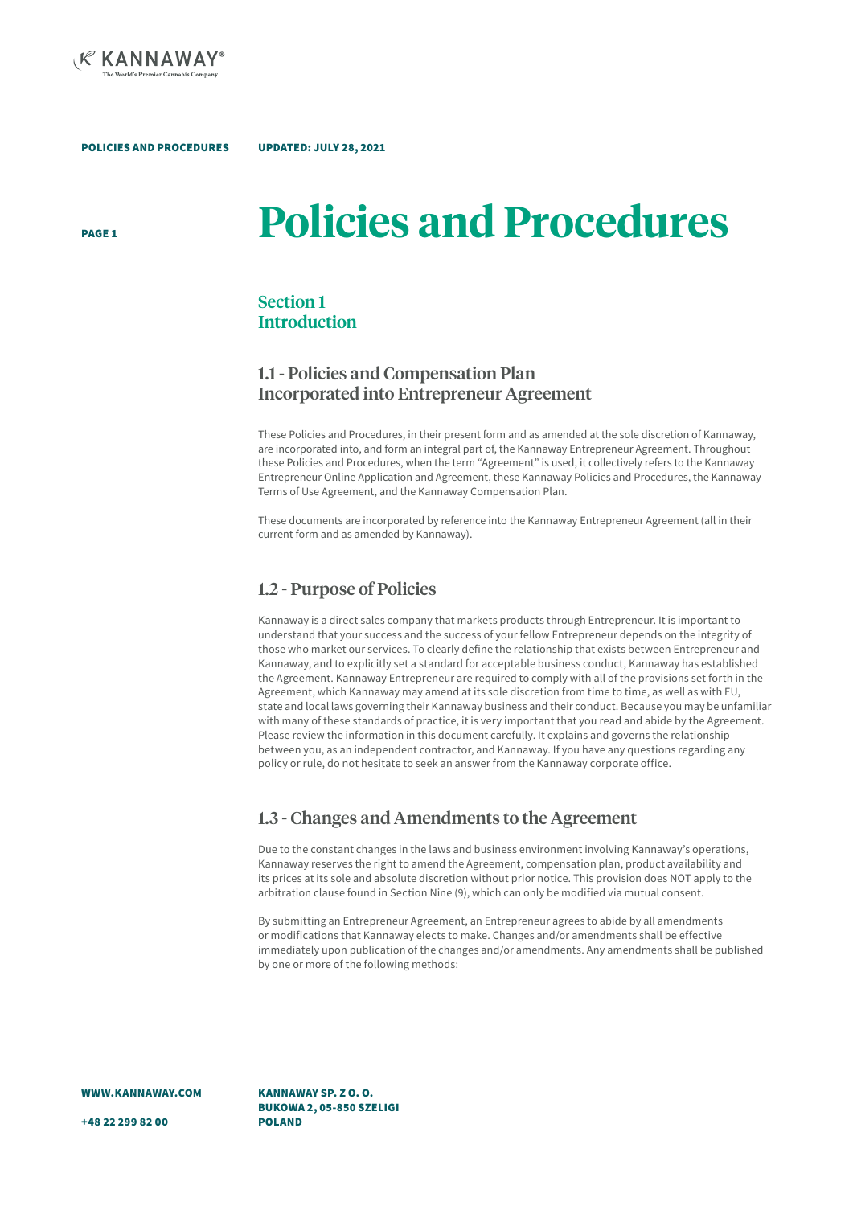# Policies and Procedures

## Section 1
## Introduction

### 1.1 - Policies and Compensation Plan Incorporated into Entrepreneur Agreement

These Policies and Procedures, in their present form and as amended at the sole discretion of Kannaway, are incorporated into, and form an integral part of, the Kannaway Entrepreneur Agreement. Throughout these Policies and Procedures, when the term "Agreement" is used, it collectively refers to the Kannaway Entrepreneur Online Application and Agreement, these Kannaway Policies and Procedures, the Kannaway Terms of Use Agreement, and the Kannaway Compensation Plan.

These documents are incorporated by reference into the Kannaway Entrepreneur Agreement (all in their current form and as amended by Kannaway).

### 1.2 - Purpose of Policies

Kannaway is a direct sales company that markets products through Entrepreneur. It is important to understand that your success and the success of your fellow Entrepreneur depends on the integrity of those who market our services. To clearly define the relationship that exists between Entrepreneur and Kannaway, and to explicitly set a standard for acceptable business conduct, Kannaway has established the Agreement. Kannaway Entrepreneur are required to comply with all of the provisions set forth in the Agreement, which Kannaway may amend at its sole discretion from time to time, as well as with EU, state and local laws governing their Kannaway business and their conduct. Because you may be unfamiliar with many of these standards of practice, it is very important that you read and abide by the Agreement. Please review the information in this document carefully. It explains and governs the relationship between you, as an independent contractor, and Kannaway. If you have any questions regarding any policy or rule, do not hesitate to seek an answer from the Kannaway corporate office.

### 1.3 - Changes and Amendments to the Agreement

Due to the constant changes in the laws and business environment involving Kannaway's operations, Kannaway reserves the right to amend the Agreement, compensation plan, product availability and its prices at its sole and absolute discretion without prior notice. This provision does NOT apply to the arbitration clause found in Section Nine (9), which can only be modified via mutual consent.

By submitting an Entrepreneur Agreement, an Entrepreneur agrees to abide by all amendments or modifications that Kannaway elects to make. Changes and/or amendments shall be effective immediately upon publication of the changes and/or amendments. Any amendments shall be published by one or more of the following methods: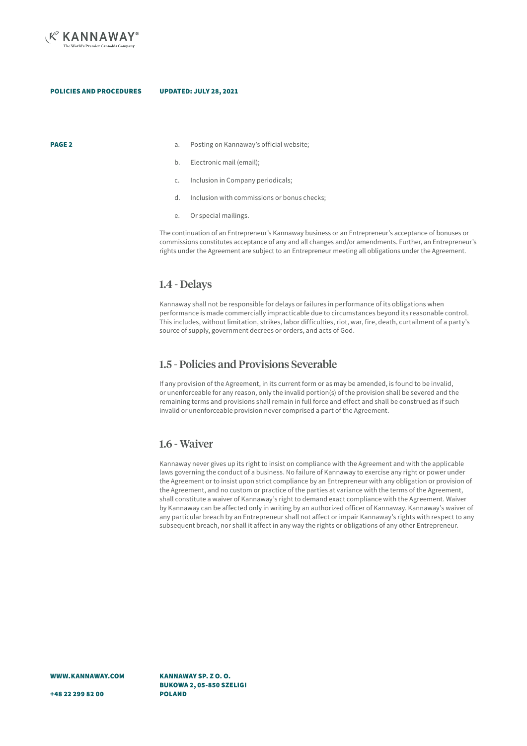a. Posting on Kannaway's official website;

b. Electronic mail (email);

c. Inclusion in Company periodicals;

d. Inclusion with commissions or bonus checks;

e. Or special mailings.

The continuation of an Entrepreneur's Kannaway business or an Entrepreneur's acceptance of bonuses or commissions constitutes acceptance of any and all changes and/or amendments. Further, an Entrepreneur's rights under the Agreement are subject to an Entrepreneur meeting all obligations under the Agreement.

## 1.4 - Delays

Kannaway shall not be responsible for delays or failures in performance of its obligations when performance is made commercially impracticable due to circumstances beyond its reasonable control. This includes, without limitation, strikes, labor difficulties, riot, war, fire, death, curtailment of a party's source of supply, government decrees or orders, and acts of God.

## 1.5 - Policies and Provisions Severable

If any provision of the Agreement, in its current form or as may be amended, is found to be invalid, or unenforceable for any reason, only the invalid portion(s) of the provision shall be severed and the remaining terms and provisions shall remain in full force and effect and shall be construed as if such invalid or unenforceable provision never comprised a part of the Agreement.

## 1.6 - Waiver

Kannaway never gives up its right to insist on compliance with the Agreement and with the applicable laws governing the conduct of a business. No failure of Kannaway to exercise any right or power under the Agreement or to insist upon strict compliance by an Entrepreneur with any obligation or provision of the Agreement, and no custom or practice of the parties at variance with the terms of the Agreement, shall constitute a waiver of Kannaway's right to demand exact compliance with the Agreement. Waiver by Kannaway can be affected only in writing by an authorized officer of Kannaway. Kannaway's waiver of any particular breach by an Entrepreneur shall not affect or impair Kannaway's rights with respect to any subsequent breach, nor shall it affect in any way the rights or obligations of any other Entrepreneur.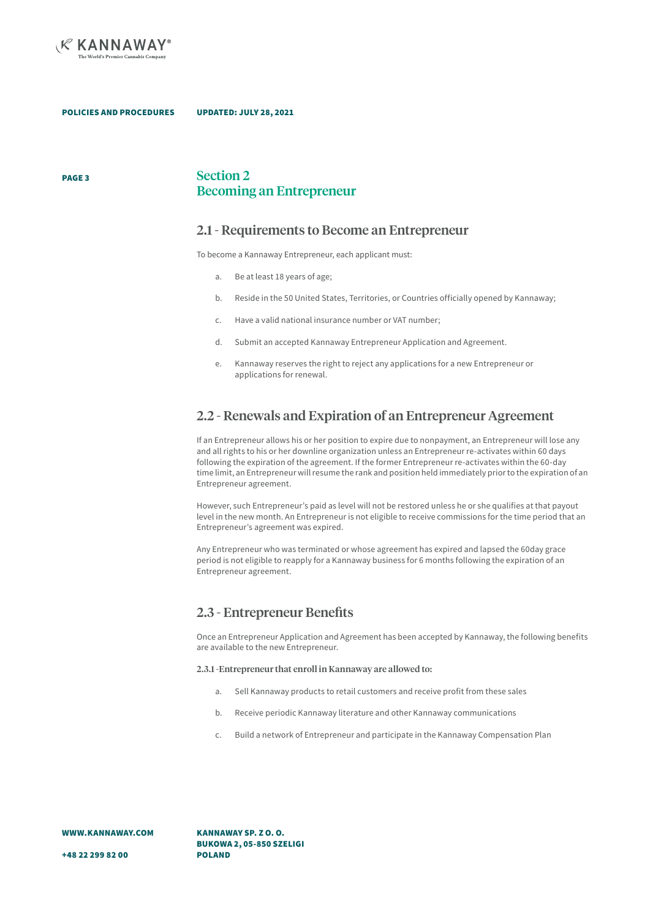# Section 2
# Becoming an Entrepreneur

## 2.1 - Requirements to Become an Entrepreneur

To become a Kannaway Entrepreneur, each applicant must:

a. Be at least 18 years of age;

b. Reside in the 50 United States, Territories, or Countries officially opened by Kannaway;

c. Have a valid national insurance number or VAT number;

d. Submit an accepted Kannaway Entrepreneur Application and Agreement.

e. Kannaway reserves the right to reject any applications for a new Entrepreneur or applications for renewal.

## 2.2 - Renewals and Expiration of an Entrepreneur Agreement

If an Entrepreneur allows his or her position to expire due to nonpayment, an Entrepreneur will lose any and all rights to his or her downline organization unless an Entrepreneur re-activates within 60 days following the expiration of the agreement. If the former Entrepreneur re-activates within the 60-day time limit, an Entrepreneur will resume the rank and position held immediately prior to the expiration of an Entrepreneur agreement.

However, such Entrepreneur's paid as level will not be restored unless he or she qualifies at that payout level in the new month. An Entrepreneur is not eligible to receive commissions for the time period that an Entrepreneur's agreement was expired.

Any Entrepreneur who was terminated or whose agreement has expired and lapsed the 60day grace period is not eligible to reapply for a Kannaway business for 6 months following the expiration of an Entrepreneur agreement.

## 2.3 - Entrepreneur Benefits

Once an Entrepreneur Application and Agreement has been accepted by Kannaway, the following benefits are available to the new Entrepreneur.

### 2.3.1 - Entrepreneur that enroll in Kannaway are allowed to:

a. Sell Kannaway products to retail customers and receive profit from these sales

b. Receive periodic Kannaway literature and other Kannaway communications

c. Build a network of Entrepreneur and participate in the Kannaway Compensation Plan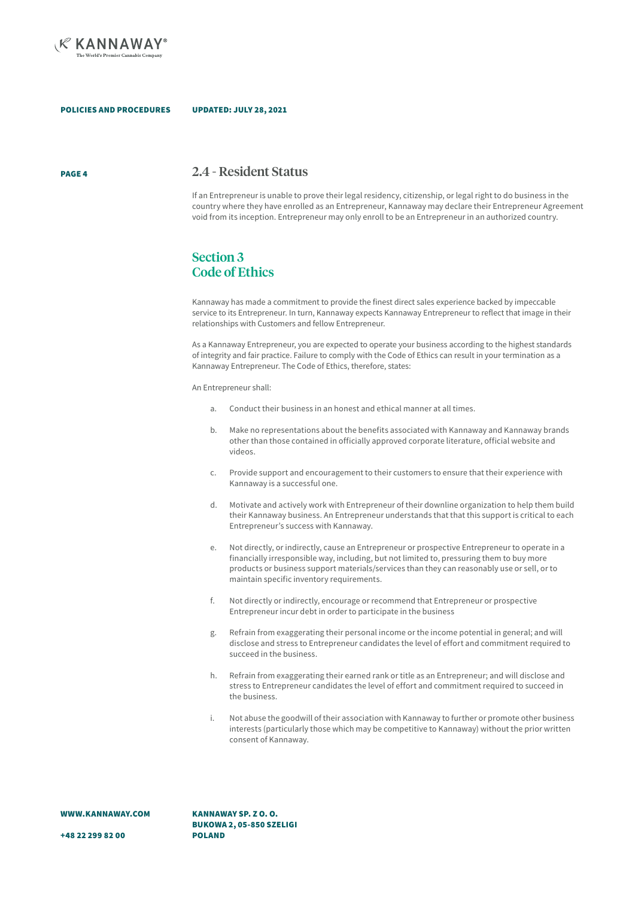## 2.4 - Resident Status

If an Entrepreneur is unable to prove their legal residency, citizenship, or legal right to do business in the country where they have enrolled as an Entrepreneur, Kannaway may declare their Entrepreneur Agreement void from its inception. Entrepreneur may only enroll to be an Entrepreneur in an authorized country.

# Section 3
# Code of Ethics

Kannaway has made a commitment to provide the finest direct sales experience backed by impeccable service to its Entrepreneur. In turn, Kannaway expects Kannaway Entrepreneur to reflect that image in their relationships with Customers and fellow Entrepreneur.

As a Kannaway Entrepreneur, you are expected to operate your business according to the highest standards of integrity and fair practice. Failure to comply with the Code of Ethics can result in your termination as a Kannaway Entrepreneur. The Code of Ethics, therefore, states:

An Entrepreneur shall:

a. Conduct their business in an honest and ethical manner at all times.

b. Make no representations about the benefits associated with Kannaway and Kannaway brands other than those contained in officially approved corporate literature, official website and videos.

c. Provide support and encouragement to their customers to ensure that their experience with Kannaway is a successful one.

d. Motivate and actively work with Entrepreneur of their downline organization to help them build their Kannaway business. An Entrepreneur understands that that this support is critical to each Entrepreneur's success with Kannaway.

e. Not directly, or indirectly, cause an Entrepreneur or prospective Entrepreneur to operate in a financially irresponsible way, including, but not limited to, pressuring them to buy more products or business support materials/services than they can reasonably use or sell, or to maintain specific inventory requirements.

f. Not directly or indirectly, encourage or recommend that Entrepreneur or prospective Entrepreneur incur debt in order to participate in the business

g. Refrain from exaggerating their personal income or the income potential in general; and will disclose and stress to Entrepreneur candidates the level of effort and commitment required to succeed in the business.

h. Refrain from exaggerating their earned rank or title as an Entrepreneur; and will disclose and stress to Entrepreneur candidates the level of effort and commitment required to succeed in the business.

i. Not abuse the goodwill of their association with Kannaway to further or promote other business interests (particularly those which may be competitive to Kannaway) without the prior written consent of Kannaway.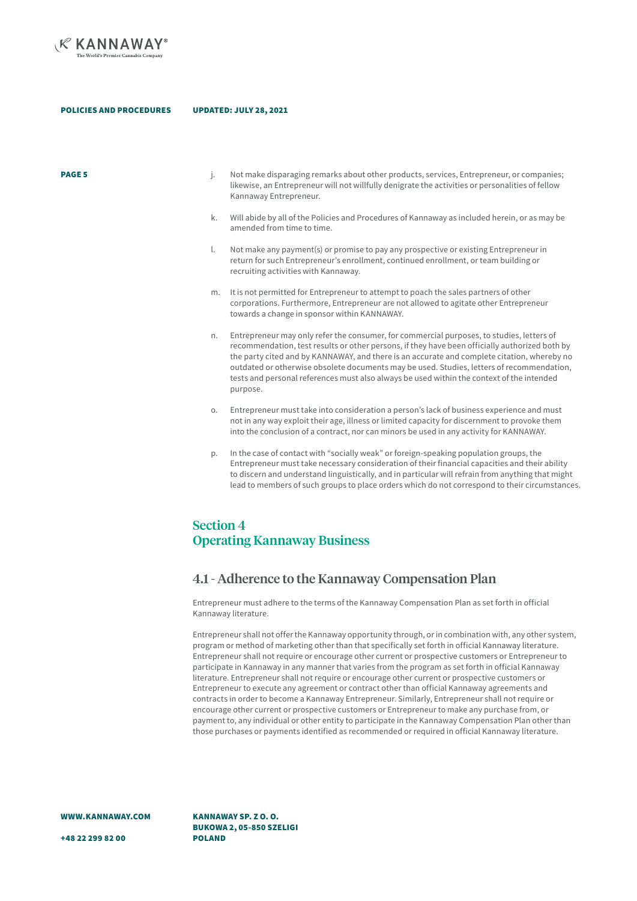j. Not make disparaging remarks about other products, services, Entrepreneur, or companies; likewise, an Entrepreneur will not willfully denigrate the activities or personalities of fellow Kannaway Entrepreneur.

k. Will abide by all of the Policies and Procedures of Kannaway as included herein, or as may be amended from time to time.

l. Not make any payment(s) or promise to pay any prospective or existing Entrepreneur in return for such Entrepreneur's enrollment, continued enrollment, or team building or recruiting activities with Kannaway.

m. It is not permitted for Entrepreneur to attempt to poach the sales partners of other corporations. Furthermore, Entrepreneur are not allowed to agitate other Entrepreneur towards a change in sponsor within KANNAWAY.

n. Entrepreneur may only refer the consumer, for commercial purposes, to studies, letters of recommendation, test results or other persons, if they have been officially authorized both by the party cited and by KANNAWAY, and there is an accurate and complete citation, whereby no outdated or otherwise obsolete documents may be used. Studies, letters of recommendation, tests and personal references must also always be used within the context of the intended purpose.

o. Entrepreneur must take into consideration a person's lack of business experience and must not in any way exploit their age, illness or limited capacity for discernment to provoke them into the conclusion of a contract, nor can minors be used in any activity for KANNAWAY.

p. In the case of contact with "socially weak" or foreign-speaking population groups, the Entrepreneur must take necessary consideration of their financial capacities and their ability to discern and understand linguistically, and in particular will refrain from anything that might lead to members of such groups to place orders which do not correspond to their circumstances.

# Section 4
# Operating Kannaway Business

## 4.1 - Adherence to the Kannaway Compensation Plan

Entrepreneur must adhere to the terms of the Kannaway Compensation Plan as set forth in official Kannaway literature.

Entrepreneur shall not offer the Kannaway opportunity through, or in combination with, any other system, program or method of marketing other than that specifically set forth in official Kannaway literature. Entrepreneur shall not require or encourage other current or prospective customers or Entrepreneur to participate in Kannaway in any manner that varies from the program as set forth in official Kannaway literature. Entrepreneur shall not require or encourage other current or prospective customers or Entrepreneur to execute any agreement or contract other than official Kannaway agreements and contracts in order to become a Kannaway Entrepreneur. Similarly, Entrepreneur shall not require or encourage other current or prospective customers or Entrepreneur to make any purchase from, or payment to, any individual or other entity to participate in the Kannaway Compensation Plan other than those purchases or payments identified as recommended or required in official Kannaway literature.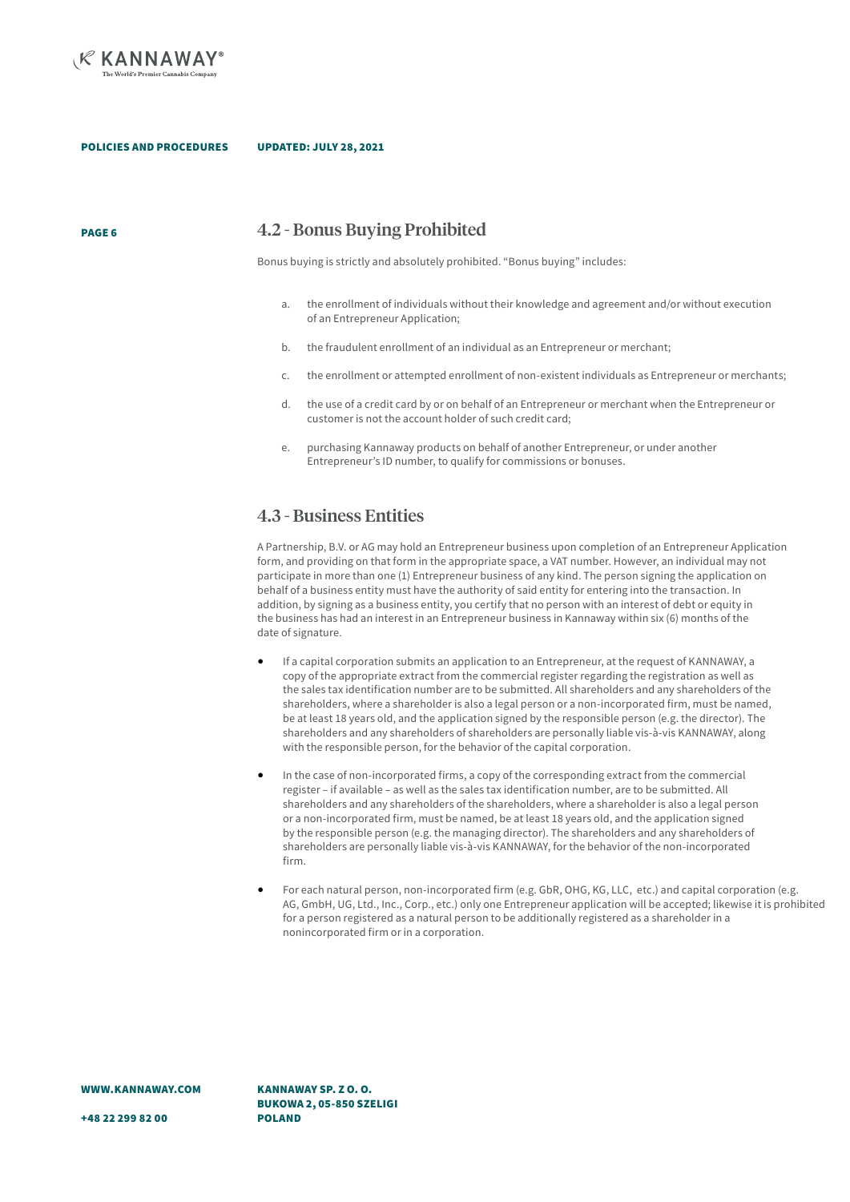## 4.2 - Bonus Buying Prohibited

Bonus buying is strictly and absolutely prohibited. "Bonus buying" includes:

a. the enrollment of individuals without their knowledge and agreement and/or without execution of an Entrepreneur Application;

b. the fraudulent enrollment of an individual as an Entrepreneur or merchant;

c. the enrollment or attempted enrollment of non-existent individuals as Entrepreneur or merchants;

d. the use of a credit card by or on behalf of an Entrepreneur or merchant when the Entrepreneur or customer is not the account holder of such credit card;

e. purchasing Kannaway products on behalf of another Entrepreneur, or under another Entrepreneur's ID number, to qualify for commissions or bonuses.

## 4.3 - Business Entities

A Partnership, B.V. or AG may hold an Entrepreneur business upon completion of an Entrepreneur Application form, and providing on that form in the appropriate space, a VAT number. However, an individual may not participate in more than one (1) Entrepreneur business of any kind. The person signing the application on behalf of a business entity must have the authority of said entity for entering into the transaction. In addition, by signing as a business entity, you certify that no person with an interest of debt or equity in the business has had an interest in an Entrepreneur business in Kannaway within six (6) months of the date of signature.

- If a capital corporation submits an application to an Entrepreneur, at the request of KANNAWAY, a copy of the appropriate extract from the commercial register regarding the registration as well as the sales tax identification number are to be submitted. All shareholders and any shareholders of the shareholders, where a shareholder is also a legal person or a non-incorporated firm, must be named, be at least 18 years old, and the application signed by the responsible person (e.g. the director). The shareholders and any shareholders of shareholders are personally liable vis-à-vis KANNAWAY, along with the responsible person, for the behavior of the capital corporation.

- In the case of non-incorporated firms, a copy of the corresponding extract from the commercial register – if available – as well as the sales tax identification number, are to be submitted. All shareholders and any shareholders of the shareholders, where a shareholder is also a legal person or a non-incorporated firm, must be named, be at least 18 years old, and the application signed by the responsible person (e.g. the managing director). The shareholders and any shareholders of shareholders are personally liable vis-à-vis KANNAWAY, for the behavior of the non-incorporated firm.

- For each natural person, non-incorporated firm (e.g. GbR, OHG, KG, LLC, etc.) and capital corporation (e.g. AG, GmbH, UG, Ltd., Inc., Corp., etc.) only one Entrepreneur application will be accepted; likewise it is prohibited for a person registered as a natural person to be additionally registered as a shareholder in a nonincorporated firm or in a corporation.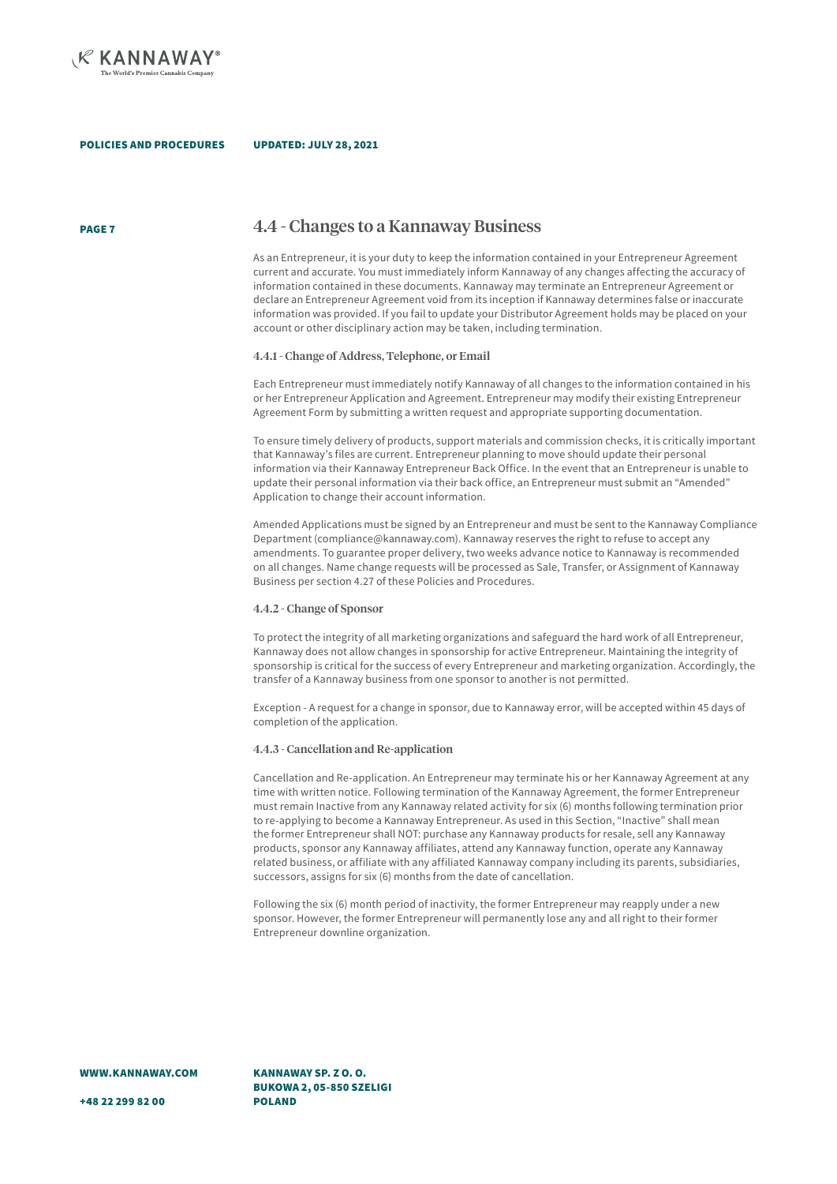## 4.4 - Changes to a Kannaway Business

As an Entrepreneur, it is your duty to keep the information contained in your Entrepreneur Agreement current and accurate. You must immediately inform Kannaway of any changes affecting the accuracy of information contained in these documents. Kannaway may terminate an Entrepreneur Agreement or declare an Entrepreneur Agreement void from its inception if Kannaway determines false or inaccurate information was provided. If you fail to update your Distributor Agreement holds may be placed on your account or other disciplinary action may be taken, including termination.

### 4.4.1 - Change of Address, Telephone, or Email

Each Entrepreneur must immediately notify Kannaway of all changes to the information contained in his or her Entrepreneur Application and Agreement. Entrepreneur may modify their existing Entrepreneur Agreement Form by submitting a written request and appropriate supporting documentation.

To ensure timely delivery of products, support materials and commission checks, it is critically important that Kannaway's files are current. Entrepreneur planning to move should update their personal information via their Kannaway Entrepreneur Back Office. In the event that an Entrepreneur is unable to update their personal information via their back office, an Entrepreneur must submit an "Amended" Application to change their account information.

Amended Applications must be signed by an Entrepreneur and must be sent to the Kannaway Compliance Department (compliance@kannaway.com). Kannaway reserves the right to refuse to accept any amendments. To guarantee proper delivery, two weeks advance notice to Kannaway is recommended on all changes. Name change requests will be processed as Sale, Transfer, or Assignment of Kannaway Business per section 4.27 of these Policies and Procedures.

### 4.4.2 - Change of Sponsor

To protect the integrity of all marketing organizations and safeguard the hard work of all Entrepreneur, Kannaway does not allow changes in sponsorship for active Entrepreneur. Maintaining the integrity of sponsorship is critical for the success of every Entrepreneur and marketing organization. Accordingly, the transfer of a Kannaway business from one sponsor to another is not permitted.

Exception - A request for a change in sponsor, due to Kannaway error, will be accepted within 45 days of completion of the application.

### 4.4.3 - Cancellation and Re-application

Cancellation and Re-application. An Entrepreneur may terminate his or her Kannaway Agreement at any time with written notice. Following termination of the Kannaway Agreement, the former Entrepreneur must remain Inactive from any Kannaway related activity for six (6) months following termination prior to re-applying to become a Kannaway Entrepreneur. As used in this Section, "Inactive" shall mean the former Entrepreneur shall NOT: purchase any Kannaway products for resale, sell any Kannaway products, sponsor any Kannaway affiliates, attend any Kannaway function, operate any Kannaway related business, or affiliate with any affiliated Kannaway company including its parents, subsidiaries, successors, assigns for six (6) months from the date of cancellation.

Following the six (6) month period of inactivity, the former Entrepreneur may reapply under a new sponsor. However, the former Entrepreneur will permanently lose any and all right to their former Entrepreneur downline organization.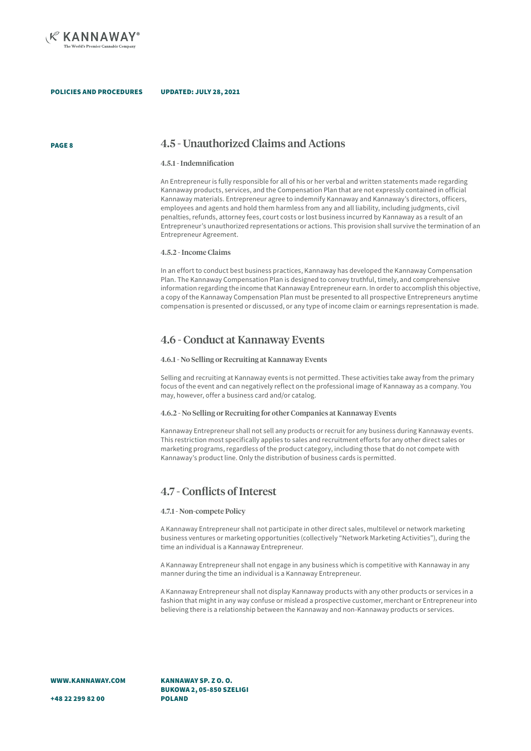## 4.5 - Unauthorized Claims and Actions

### 4.5.1 - Indemnification

An Entrepreneur is fully responsible for all of his or her verbal and written statements made regarding Kannaway products, services, and the Compensation Plan that are not expressly contained in official Kannaway materials. Entrepreneur agree to indemnify Kannaway and Kannaway's directors, officers, employees and agents and hold them harmless from any and all liability, including judgments, civil penalties, refunds, attorney fees, court costs or lost business incurred by Kannaway as a result of an Entrepreneur's unauthorized representations or actions. This provision shall survive the termination of an Entrepreneur Agreement.

### 4.5.2 - Income Claims

In an effort to conduct best business practices, Kannaway has developed the Kannaway Compensation Plan. The Kannaway Compensation Plan is designed to convey truthful, timely, and comprehensive information regarding the income that Kannaway Entrepreneur earn. In order to accomplish this objective, a copy of the Kannaway Compensation Plan must be presented to all prospective Entrepreneurs anytime compensation is presented or discussed, or any type of income claim or earnings representation is made.

## 4.6 - Conduct at Kannaway Events

### 4.6.1 - No Selling or Recruiting at Kannaway Events

Selling and recruiting at Kannaway events is not permitted. These activities take away from the primary focus of the event and can negatively reflect on the professional image of Kannaway as a company. You may, however, offer a business card and/or catalog.

### 4.6.2 - No Selling or Recruiting for other Companies at Kannaway Events

Kannaway Entrepreneur shall not sell any products or recruit for any business during Kannaway events. This restriction most specifically applies to sales and recruitment efforts for any other direct sales or marketing programs, regardless of the product category, including those that do not compete with Kannaway's product line. Only the distribution of business cards is permitted.

## 4.7 - Conflicts of Interest

### 4.7.1 - Non-compete Policy

A Kannaway Entrepreneur shall not participate in other direct sales, multilevel or network marketing business ventures or marketing opportunities (collectively "Network Marketing Activities"), during the time an individual is a Kannaway Entrepreneur.

A Kannaway Entrepreneur shall not engage in any business which is competitive with Kannaway in any manner during the time an individual is a Kannaway Entrepreneur.

A Kannaway Entrepreneur shall not display Kannaway products with any other products or services in a fashion that might in any way confuse or mislead a prospective customer, merchant or Entrepreneur into believing there is a relationship between the Kannaway and non-Kannaway products or services.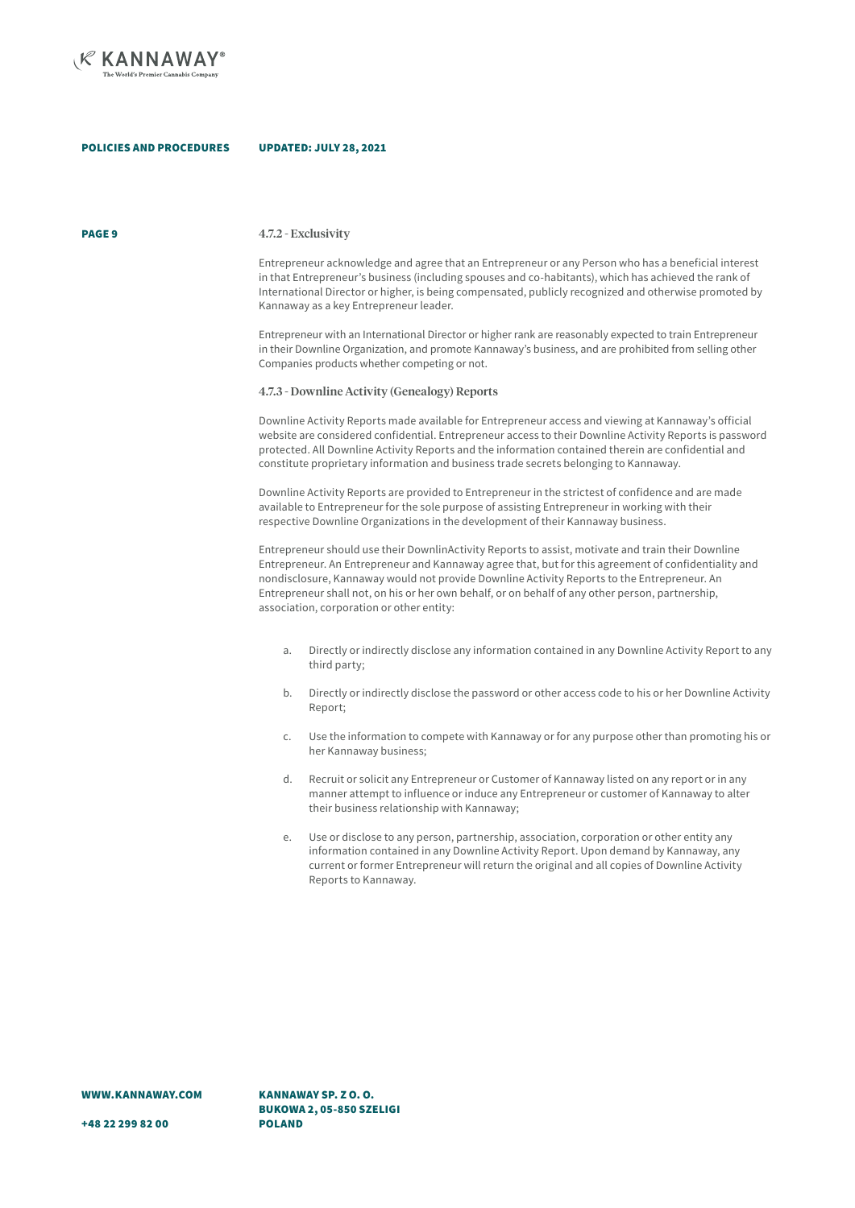#### 4.7.2 - Exclusivity

Entrepreneur acknowledge and agree that an Entrepreneur or any Person who has a beneficial interest in that Entrepreneur's business (including spouses and co-habitants), which has achieved the rank of International Director or higher, is being compensated, publicly recognized and otherwise promoted by Kannaway as a key Entrepreneur leader.

Entrepreneur with an International Director or higher rank are reasonably expected to train Entrepreneur in their Downline Organization, and promote Kannaway's business, and are prohibited from selling other Companies products whether competing or not.

#### 4.7.3 - Downline Activity (Genealogy) Reports

Downline Activity Reports made available for Entrepreneur access and viewing at Kannaway's official website are considered confidential. Entrepreneur access to their Downline Activity Reports is password protected. All Downline Activity Reports and the information contained therein are confidential and constitute proprietary information and business trade secrets belonging to Kannaway.

Downline Activity Reports are provided to Entrepreneur in the strictest of confidence and are made available to Entrepreneur for the sole purpose of assisting Entrepreneur in working with their respective Downline Organizations in the development of their Kannaway business.

Entrepreneur should use their DownlinActivity Reports to assist, motivate and train their Downline Entrepreneur. An Entrepreneur and Kannaway agree that, but for this agreement of confidentiality and nondisclosure, Kannaway would not provide Downline Activity Reports to the Entrepreneur. An Entrepreneur shall not, on his or her own behalf, or on behalf of any other person, partnership, association, corporation or other entity:

a. Directly or indirectly disclose any information contained in any Downline Activity Report to any third party;

b. Directly or indirectly disclose the password or other access code to his or her Downline Activity Report;

c. Use the information to compete with Kannaway or for any purpose other than promoting his or her Kannaway business;

d. Recruit or solicit any Entrepreneur or Customer of Kannaway listed on any report or in any manner attempt to influence or induce any Entrepreneur or customer of Kannaway to alter their business relationship with Kannaway;

e. Use or disclose to any person, partnership, association, corporation or other entity any information contained in any Downline Activity Report. Upon demand by Kannaway, any current or former Entrepreneur will return the original and all copies of Downline Activity Reports to Kannaway.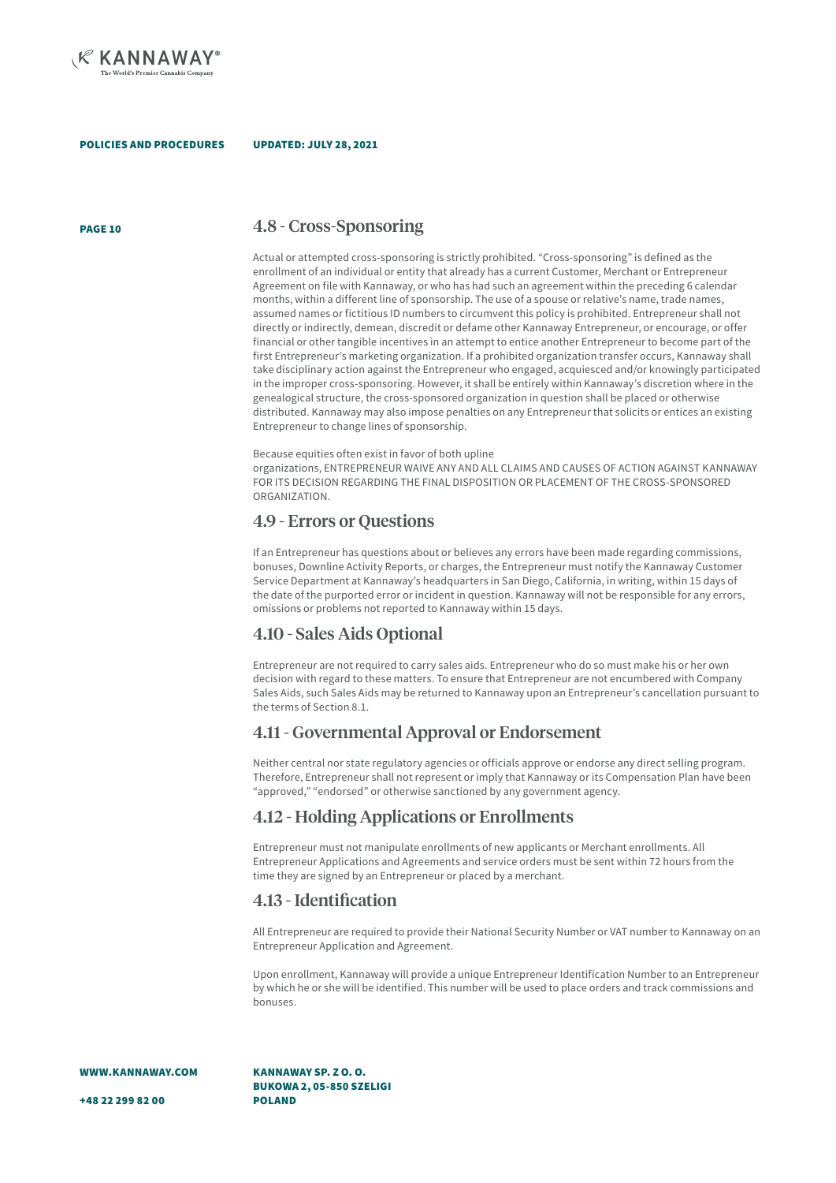## 4.8 - Cross-Sponsoring

Actual or attempted cross-sponsoring is strictly prohibited. "Cross-sponsoring" is defined as the enrollment of an individual or entity that already has a current Customer, Merchant or Entrepreneur Agreement on file with Kannaway, or who has had such an agreement within the preceding 6 calendar months, within a different line of sponsorship. The use of a spouse or relative's name, trade names, assumed names or fictitious ID numbers to circumvent this policy is prohibited. Entrepreneur shall not directly or indirectly, demean, discredit or defame other Kannaway Entrepreneur, or encourage, or offer financial or other tangible incentives in an attempt to entice another Entrepreneur to become part of the first Entrepreneur's marketing organization. If a prohibited organization transfer occurs, Kannaway shall take disciplinary action against the Entrepreneur who engaged, acquiesced and/or knowingly participated in the improper cross-sponsoring. However, it shall be entirely within Kannaway's discretion where in the genealogical structure, the cross-sponsored organization in question shall be placed or otherwise distributed. Kannaway may also impose penalties on any Entrepreneur that solicits or entices an existing Entrepreneur to change lines of sponsorship.

Because equities often exist in favor of both upline organizations, ENTREPRENEUR WAIVE ANY AND ALL CLAIMS AND CAUSES OF ACTION AGAINST KANNAWAY FOR ITS DECISION REGARDING THE FINAL DISPOSITION OR PLACEMENT OF THE CROSS-SPONSORED ORGANIZATION.

## 4.9 - Errors or Questions

If an Entrepreneur has questions about or believes any errors have been made regarding commissions, bonuses, Downline Activity Reports, or charges, the Entrepreneur must notify the Kannaway Customer Service Department at Kannaway's headquarters in San Diego, California, in writing, within 15 days of the date of the purported error or incident in question. Kannaway will not be responsible for any errors, omissions or problems not reported to Kannaway within 15 days.

## 4.10 - Sales Aids Optional

Entrepreneur are not required to carry sales aids. Entrepreneur who do so must make his or her own decision with regard to these matters. To ensure that Entrepreneur are not encumbered with Company Sales Aids, such Sales Aids may be returned to Kannaway upon an Entrepreneur's cancellation pursuant to the terms of Section 8.1.

## 4.11 - Governmental Approval or Endorsement

Neither central nor state regulatory agencies or officials approve or endorse any direct selling program. Therefore, Entrepreneur shall not represent or imply that Kannaway or its Compensation Plan have been "approved," "endorsed" or otherwise sanctioned by any government agency.

## 4.12 - Holding Applications or Enrollments

Entrepreneur must not manipulate enrollments of new applicants or Merchant enrollments. All Entrepreneur Applications and Agreements and service orders must be sent within 72 hours from the time they are signed by an Entrepreneur or placed by a merchant.

## 4.13 - Identification

All Entrepreneur are required to provide their National Security Number or VAT number to Kannaway on an Entrepreneur Application and Agreement.

Upon enrollment, Kannaway will provide a unique Entrepreneur Identification Number to an Entrepreneur by which he or she will be identified. This number will be used to place orders and track commissions and bonuses.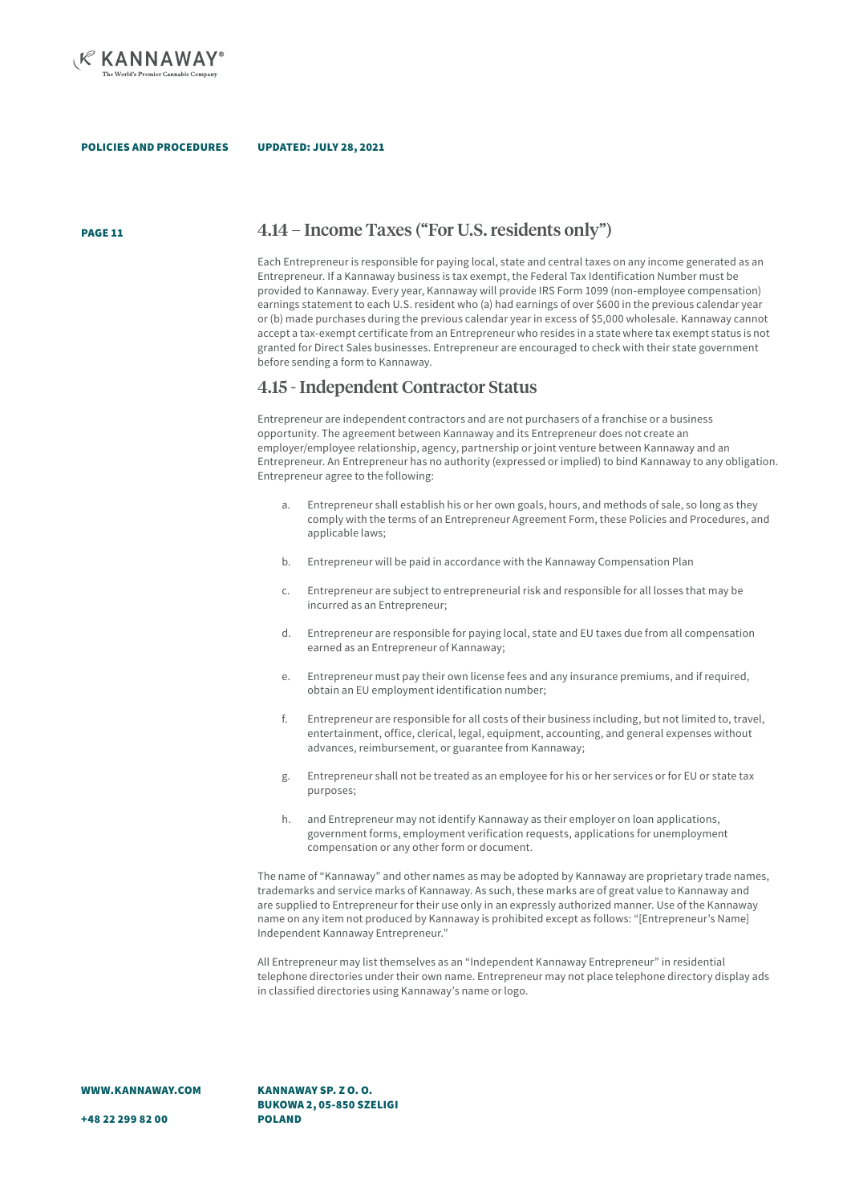## 4.14 – Income Taxes ("For U.S. residents only")

Each Entrepreneur is responsible for paying local, state and central taxes on any income generated as an Entrepreneur. If a Kannaway business is tax exempt, the Federal Tax Identification Number must be provided to Kannaway. Every year, Kannaway will provide IRS Form 1099 (non-employee compensation) earnings statement to each U.S. resident who (a) had earnings of over $600 in the previous calendar year or (b) made purchases during the previous calendar year in excess of $5,000 wholesale. Kannaway cannot accept a tax-exempt certificate from an Entrepreneur who resides in a state where tax exempt status is not granted for Direct Sales businesses. Entrepreneur are encouraged to check with their state government before sending a form to Kannaway.

## 4.15 - Independent Contractor Status

Entrepreneur are independent contractors and are not purchasers of a franchise or a business opportunity. The agreement between Kannaway and its Entrepreneur does not create an employer/employee relationship, agency, partnership or joint venture between Kannaway and an Entrepreneur. An Entrepreneur has no authority (expressed or implied) to bind Kannaway to any obligation. Entrepreneur agree to the following:

a. Entrepreneur shall establish his or her own goals, hours, and methods of sale, so long as they comply with the terms of an Entrepreneur Agreement Form, these Policies and Procedures, and applicable laws;

b. Entrepreneur will be paid in accordance with the Kannaway Compensation Plan

c. Entrepreneur are subject to entrepreneurial risk and responsible for all losses that may be incurred as an Entrepreneur;

d. Entrepreneur are responsible for paying local, state and EU taxes due from all compensation earned as an Entrepreneur of Kannaway;

e. Entrepreneur must pay their own license fees and any insurance premiums, and if required, obtain an EU employment identification number;

f. Entrepreneur are responsible for all costs of their business including, but not limited to, travel, entertainment, office, clerical, legal, equipment, accounting, and general expenses without advances, reimbursement, or guarantee from Kannaway;

g. Entrepreneur shall not be treated as an employee for his or her services or for EU or state tax purposes;

h. and Entrepreneur may not identify Kannaway as their employer on loan applications, government forms, employment verification requests, applications for unemployment compensation or any other form or document.

The name of "Kannaway" and other names as may be adopted by Kannaway are proprietary trade names, trademarks and service marks of Kannaway. As such, these marks are of great value to Kannaway and are supplied to Entrepreneur for their use only in an expressly authorized manner. Use of the Kannaway name on any item not produced by Kannaway is prohibited except as follows: "[Entrepreneur's Name] Independent Kannaway Entrepreneur."

All Entrepreneur may list themselves as an "Independent Kannaway Entrepreneur" in residential telephone directories under their own name. Entrepreneur may not place telephone directory display ads in classified directories using Kannaway's name or logo.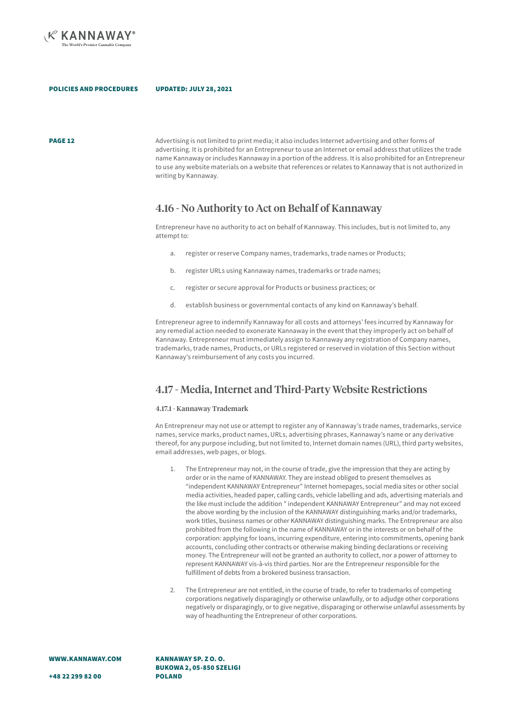Advertising is not limited to print media; it also includes Internet advertising and other forms of advertising. It is prohibited for an Entrepreneur to use an Internet or email address that utilizes the trade name Kannaway or includes Kannaway in a portion of the address. It is also prohibited for an Entrepreneur to use any website materials on a website that references or relates to Kannaway that is not authorized in writing by Kannaway.

## 4.16 - No Authority to Act on Behalf of Kannaway

Entrepreneur have no authority to act on behalf of Kannaway. This includes, but is not limited to, any attempt to:

a. register or reserve Company names, trademarks, trade names or Products;

b. register URLs using Kannaway names, trademarks or trade names;

c. register or secure approval for Products or business practices; or

d. establish business or governmental contacts of any kind on Kannaway's behalf.

Entrepreneur agree to indemnify Kannaway for all costs and attorneys' fees incurred by Kannaway for any remedial action needed to exonerate Kannaway in the event that they improperly act on behalf of Kannaway. Entrepreneur must immediately assign to Kannaway any registration of Company names, trademarks, trade names, Products, or URLs registered or reserved in violation of this Section without Kannaway's reimbursement of any costs you incurred.

## 4.17 - Media, Internet and Third-Party Website Restrictions

### 4.17.1 - Kannaway Trademark

An Entrepreneur may not use or attempt to register any of Kannaway's trade names, trademarks, service names, service marks, product names, URLs, advertising phrases, Kannaway's name or any derivative thereof, for any purpose including, but not limited to, Internet domain names (URL), third party websites, email addresses, web pages, or blogs.

1. The Entrepreneur may not, in the course of trade, give the impression that they are acting by order or in the name of KANNAWAY. They are instead obliged to present themselves as "independent KANNAWAY Entrepreneur" Internet homepages, social media sites or other social media activities, headed paper, calling cards, vehicle labelling and ads, advertising materials and the like must include the addition " independent KANNAWAY Entrepreneur" and may not exceed the above wording by the inclusion of the KANNAWAY distinguishing marks and/or trademarks, work titles, business names or other KANNAWAY distinguishing marks. The Entrepreneur are also prohibited from the following in the name of KANNAWAY or in the interests or on behalf of the corporation: applying for loans, incurring expenditure, entering into commitments, opening bank accounts, concluding other contracts or otherwise making binding declarations or receiving money. The Entrepreneur will not be granted an authority to collect, nor a power of attorney to represent KANNAWAY vis-à-vis third parties. Nor are the Entrepreneur responsible for the fulfillment of debts from a brokered business transaction.

2. The Entrepreneur are not entitled, in the course of trade, to refer to trademarks of competing corporations negatively disparagingly or otherwise unlawfully, or to adjudge other corporations negatively or disparagingly, or to give negative, disparaging or otherwise unlawful assessments by way of headhunting the Entrepreneur of other corporations.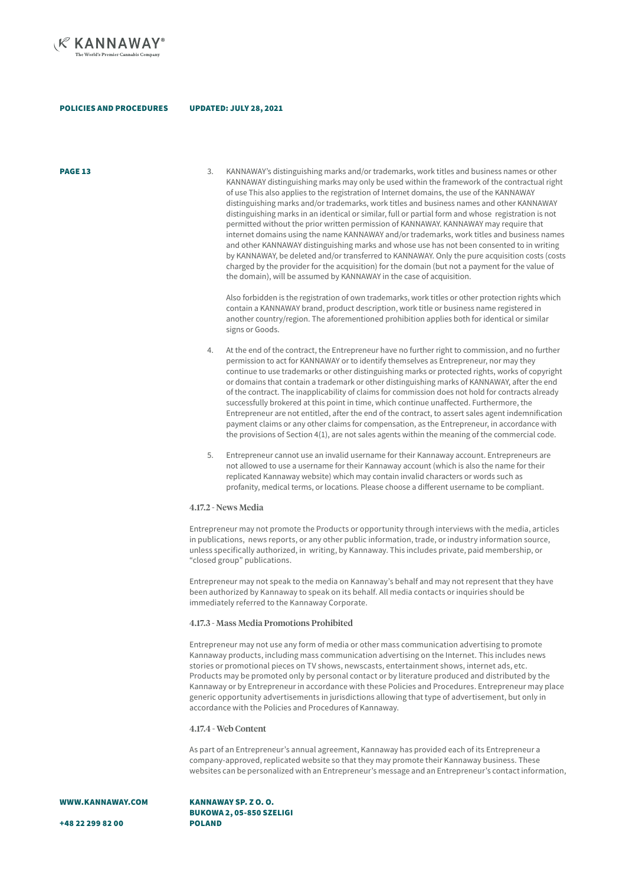3. KANNAWAY's distinguishing marks and/or trademarks, work titles and business names or other KANNAWAY distinguishing marks may only be used within the framework of the contractual right of use This also applies to the registration of Internet domains, the use of the KANNAWAY distinguishing marks and/or trademarks, work titles and business names and other KANNAWAY distinguishing marks in an identical or similar, full or partial form and whose registration is not permitted without the prior written permission of KANNAWAY. KANNAWAY may require that internet domains using the name KANNAWAY and/or trademarks, work titles and business names and other KANNAWAY distinguishing marks and whose use has not been consented to in writing by KANNAWAY, be deleted and/or transferred to KANNAWAY. Only the pure acquisition costs (costs charged by the provider for the acquisition) for the domain (but not a payment for the value of the domain), will be assumed by KANNAWAY in the case of acquisition.

   Also forbidden is the registration of own trademarks, work titles or other protection rights which contain a KANNAWAY brand, product description, work title or business name registered in another country/region. The aforementioned prohibition applies both for identical or similar signs or Goods.

4. At the end of the contract, the Entrepreneur have no further right to commission, and no further permission to act for KANNAWAY or to identify themselves as Entrepreneur, nor may they continue to use trademarks or other distinguishing marks or protected rights, works of copyright or domains that contain a trademark or other distinguishing marks of KANNAWAY, after the end of the contract. The inapplicability of claims for commission does not hold for contracts already successfully brokered at this point in time, which continue unaffected. Furthermore, the Entrepreneur are not entitled, after the end of the contract, to assert sales agent indemnification payment claims or any other claims for compensation, as the Entrepreneur, in accordance with the provisions of Section 4(1), are not sales agents within the meaning of the commercial code.

5. Entrepreneur cannot use an invalid username for their Kannaway account. Entrepreneurs are not allowed to use a username for their Kannaway account (which is also the name for their replicated Kannaway website) which may contain invalid characters or words such as profanity, medical terms, or locations. Please choose a different username to be compliant.

#### 4.17.2 - News Media

Entrepreneur may not promote the Products or opportunity through interviews with the media, articles in publications, news reports, or any other public information, trade, or industry information source, unless specifically authorized, in writing, by Kannaway. This includes private, paid membership, or "closed group" publications.

Entrepreneur may not speak to the media on Kannaway's behalf and may not represent that they have been authorized by Kannaway to speak on its behalf. All media contacts or inquiries should be immediately referred to the Kannaway Corporate.

#### 4.17.3 - Mass Media Promotions Prohibited

Entrepreneur may not use any form of media or other mass communication advertising to promote Kannaway products, including mass communication advertising on the Internet. This includes news stories or promotional pieces on TV shows, newscasts, entertainment shows, internet ads, etc. Products may be promoted only by personal contact or by literature produced and distributed by the Kannaway or by Entrepreneur in accordance with these Policies and Procedures. Entrepreneur may place generic opportunity advertisements in jurisdictions allowing that type of advertisement, but only in accordance with the Policies and Procedures of Kannaway.

#### 4.17.4 - Web Content

As part of an Entrepreneur's annual agreement, Kannaway has provided each of its Entrepreneur a company-approved, replicated website so that they may promote their Kannaway business. These websites can be personalized with an Entrepreneur's message and an Entrepreneur's contact information,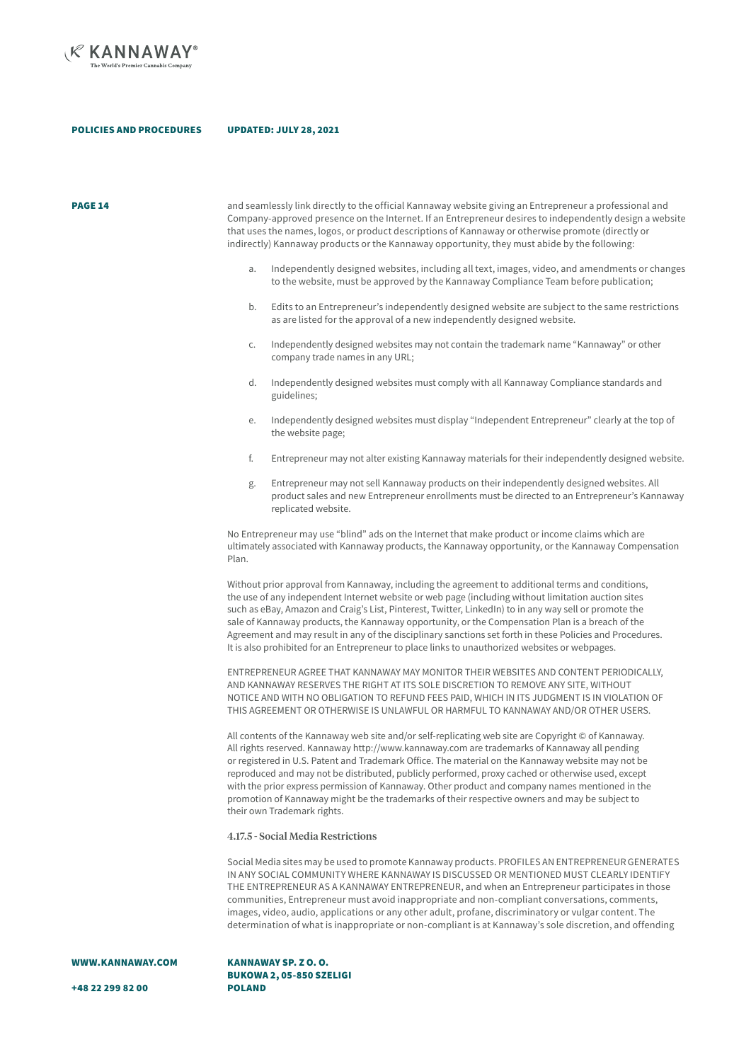and seamlessly link directly to the official Kannaway website giving an Entrepreneur a professional and Company-approved presence on the Internet. If an Entrepreneur desires to independently design a website that uses the names, logos, or product descriptions of Kannaway or otherwise promote (directly or indirectly) Kannaway products or the Kannaway opportunity, they must abide by the following:

a. Independently designed websites, including all text, images, video, and amendments or changes to the website, must be approved by the Kannaway Compliance Team before publication;

b. Edits to an Entrepreneur's independently designed website are subject to the same restrictions as are listed for the approval of a new independently designed website.

c. Independently designed websites may not contain the trademark name "Kannaway" or other company trade names in any URL;

d. Independently designed websites must comply with all Kannaway Compliance standards and guidelines;

e. Independently designed websites must display "Independent Entrepreneur" clearly at the top of the website page;

f. Entrepreneur may not alter existing Kannaway materials for their independently designed website.

g. Entrepreneur may not sell Kannaway products on their independently designed websites. All product sales and new Entrepreneur enrollments must be directed to an Entrepreneur's Kannaway replicated website.

No Entrepreneur may use "blind" ads on the Internet that make product or income claims which are ultimately associated with Kannaway products, the Kannaway opportunity, or the Kannaway Compensation Plan.

Without prior approval from Kannaway, including the agreement to additional terms and conditions, the use of any independent Internet website or web page (including without limitation auction sites such as eBay, Amazon and Craig's List, Pinterest, Twitter, LinkedIn) to in any way sell or promote the sale of Kannaway products, the Kannaway opportunity, or the Compensation Plan is a breach of the Agreement and may result in any of the disciplinary sanctions set forth in these Policies and Procedures. It is also prohibited for an Entrepreneur to place links to unauthorized websites or webpages.

ENTREPRENEUR AGREE THAT KANNAWAY MAY MONITOR THEIR WEBSITES AND CONTENT PERIODICALLY, AND KANNAWAY RESERVES THE RIGHT AT ITS SOLE DISCRETION TO REMOVE ANY SITE, WITHOUT NOTICE AND WITH NO OBLIGATION TO REFUND FEES PAID, WHICH IN ITS JUDGMENT IS IN VIOLATION OF THIS AGREEMENT OR OTHERWISE IS UNLAWFUL OR HARMFUL TO KANNAWAY AND/OR OTHER USERS.

All contents of the Kannaway web site and/or self-replicating web site are Copyright © of Kannaway. All rights reserved. Kannaway http://www.kannaway.com are trademarks of Kannaway all pending or registered in U.S. Patent and Trademark Office. The material on the Kannaway website may not be reproduced and may not be distributed, publicly performed, proxy cached or otherwise used, except with the prior express permission of Kannaway. Other product and company names mentioned in the promotion of Kannaway might be the trademarks of their respective owners and may be subject to their own Trademark rights.

#### 4.17.5 - Social Media Restrictions

Social Media sites may be used to promote Kannaway products. PROFILES AN ENTREPRENEUR GENERATES IN ANY SOCIAL COMMUNITY WHERE KANNAWAY IS DISCUSSED OR MENTIONED MUST CLEARLY IDENTIFY THE ENTREPRENEUR AS A KANNAWAY ENTREPRENEUR, and when an Entrepreneur participates in those communities, Entrepreneur must avoid inappropriate and non-compliant conversations, comments, images, video, audio, applications or any other adult, profane, discriminatory or vulgar content. The determination of what is inappropriate or non-compliant is at Kannaway's sole discretion, and offending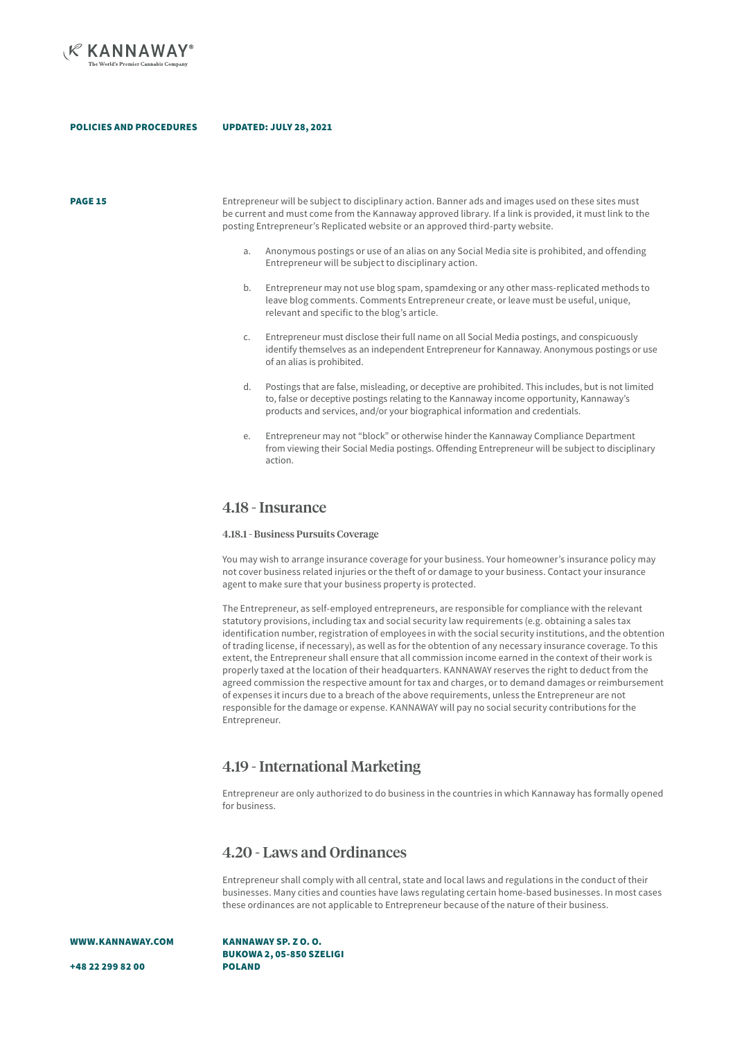Entrepreneur will be subject to disciplinary action. Banner ads and images used on these sites must be current and must come from the Kannaway approved library. If a link is provided, it must link to the posting Entrepreneur's Replicated website or an approved third-party website.

a. Anonymous postings or use of an alias on any Social Media site is prohibited, and offending Entrepreneur will be subject to disciplinary action.

b. Entrepreneur may not use blog spam, spamdexing or any other mass-replicated methods to leave blog comments. Comments Entrepreneur create, or leave must be useful, unique, relevant and specific to the blog's article.

c. Entrepreneur must disclose their full name on all Social Media postings, and conspicuously identify themselves as an independent Entrepreneur for Kannaway. Anonymous postings or use of an alias is prohibited.

d. Postings that are false, misleading, or deceptive are prohibited. This includes, but is not limited to, false or deceptive postings relating to the Kannaway income opportunity, Kannaway's products and services, and/or your biographical information and credentials.

e. Entrepreneur may not "block" or otherwise hinder the Kannaway Compliance Department from viewing their Social Media postings. Offending Entrepreneur will be subject to disciplinary action.

## 4.18 - Insurance

### 4.18.1 - Business Pursuits Coverage

You may wish to arrange insurance coverage for your business. Your homeowner's insurance policy may not cover business related injuries or the theft of or damage to your business. Contact your insurance agent to make sure that your business property is protected.

The Entrepreneur, as self-employed entrepreneurs, are responsible for compliance with the relevant statutory provisions, including tax and social security law requirements (e.g. obtaining a sales tax identification number, registration of employees in with the social security institutions, and the obtention of trading license, if necessary), as well as for the obtention of any necessary insurance coverage. To this extent, the Entrepreneur shall ensure that all commission income earned in the context of their work is properly taxed at the location of their headquarters. KANNAWAY reserves the right to deduct from the agreed commission the respective amount for tax and charges, or to demand damages or reimbursement of expenses it incurs due to a breach of the above requirements, unless the Entrepreneur are not responsible for the damage or expense. KANNAWAY will pay no social security contributions for the Entrepreneur.

## 4.19 - International Marketing

Entrepreneur are only authorized to do business in the countries in which Kannaway has formally opened for business.

## 4.20 - Laws and Ordinances

Entrepreneur shall comply with all central, state and local laws and regulations in the conduct of their businesses. Many cities and counties have laws regulating certain home-based businesses. In most cases these ordinances are not applicable to Entrepreneur because of the nature of their business.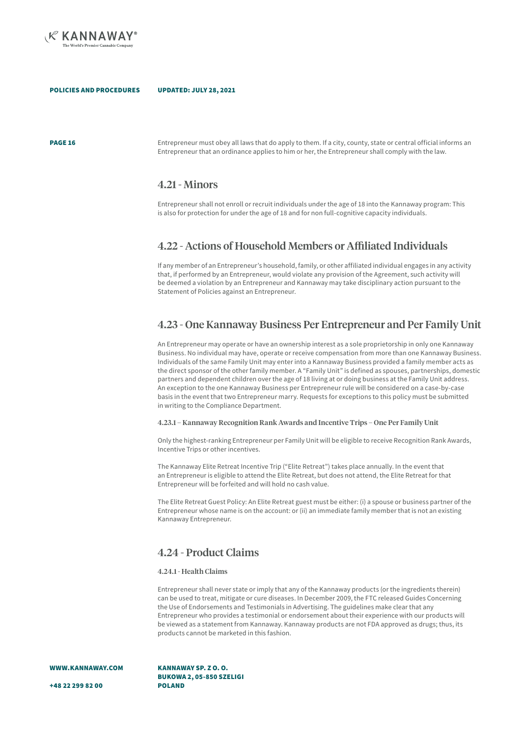Entrepreneur must obey all laws that do apply to them. If a city, county, state or central official informs an Entrepreneur that an ordinance applies to him or her, the Entrepreneur shall comply with the law.

## 4.21 - Minors

Entrepreneur shall not enroll or recruit individuals under the age of 18 into the Kannaway program: This is also for protection for under the age of 18 and for non full-cognitive capacity individuals.

## 4.22 - Actions of Household Members or Affiliated Individuals

If any member of an Entrepreneur's household, family, or other affiliated individual engages in any activity that, if performed by an Entrepreneur, would violate any provision of the Agreement, such activity will be deemed a violation by an Entrepreneur and Kannaway may take disciplinary action pursuant to the Statement of Policies against an Entrepreneur.

## 4.23 - One Kannaway Business Per Entrepreneur and Per Family Unit

An Entrepreneur may operate or have an ownership interest as a sole proprietorship in only one Kannaway Business. No individual may have, operate or receive compensation from more than one Kannaway Business. Individuals of the same Family Unit may enter into a Kannaway Business provided a family member acts as the direct sponsor of the other family member. A "Family Unit" is defined as spouses, partnerships, domestic partners and dependent children over the age of 18 living at or doing business at the Family Unit address. An exception to the one Kannaway Business per Entrepreneur rule will be considered on a case-by-case basis in the event that two Entrepreneur marry. Requests for exceptions to this policy must be submitted in writing to the Compliance Department.

### 4.23.1 – Kannaway Recognition Rank Awards and Incentive Trips – One Per Family Unit

Only the highest-ranking Entrepreneur per Family Unit will be eligible to receive Recognition Rank Awards, Incentive Trips or other incentives.

The Kannaway Elite Retreat Incentive Trip ("Elite Retreat") takes place annually. In the event that an Entrepreneur is eligible to attend the Elite Retreat, but does not attend, the Elite Retreat for that Entrepreneur will be forfeited and will hold no cash value.

The Elite Retreat Guest Policy: An Elite Retreat guest must be either: (i) a spouse or business partner of the Entrepreneur whose name is on the account: or (ii) an immediate family member that is not an existing Kannaway Entrepreneur.

## 4.24 - Product Claims

### 4.24.1 - Health Claims

Entrepreneur shall never state or imply that any of the Kannaway products (or the ingredients therein) can be used to treat, mitigate or cure diseases. In December 2009, the FTC released Guides Concerning the Use of Endorsements and Testimonials in Advertising. The guidelines make clear that any Entrepreneur who provides a testimonial or endorsement about their experience with our products will be viewed as a statement from Kannaway. Kannaway products are not FDA approved as drugs; thus, its products cannot be marketed in this fashion.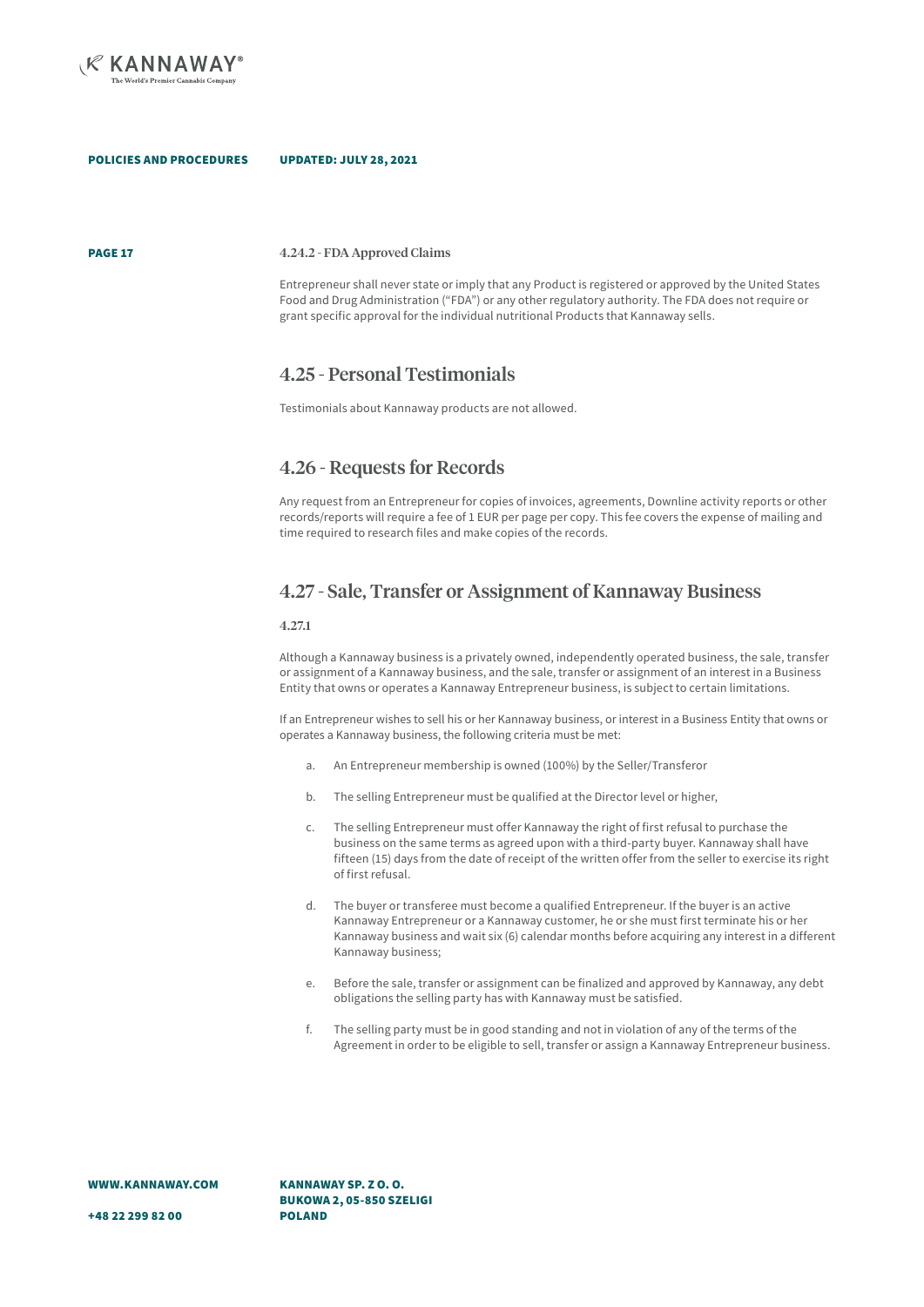#### 4.24.2 - FDA Approved Claims

Entrepreneur shall never state or imply that any Product is registered or approved by the United States Food and Drug Administration ("FDA") or any other regulatory authority. The FDA does not require or grant specific approval for the individual nutritional Products that Kannaway sells.

## 4.25 - Personal Testimonials

Testimonials about Kannaway products are not allowed.

## 4.26 - Requests for Records

Any request from an Entrepreneur for copies of invoices, agreements, Downline activity reports or other records/reports will require a fee of 1 EUR per page per copy. This fee covers the expense of mailing and time required to research files and make copies of the records.

## 4.27 - Sale, Transfer or Assignment of Kannaway Business

#### 4.27.1

Although a Kannaway business is a privately owned, independently operated business, the sale, transfer or assignment of a Kannaway business, and the sale, transfer or assignment of an interest in a Business Entity that owns or operates a Kannaway Entrepreneur business, is subject to certain limitations.

If an Entrepreneur wishes to sell his or her Kannaway business, or interest in a Business Entity that owns or operates a Kannaway business, the following criteria must be met:

a. An Entrepreneur membership is owned (100%) by the Seller/Transferor

b. The selling Entrepreneur must be qualified at the Director level or higher,

c. The selling Entrepreneur must offer Kannaway the right of first refusal to purchase the business on the same terms as agreed upon with a third-party buyer. Kannaway shall have fifteen (15) days from the date of receipt of the written offer from the seller to exercise its right of first refusal.

d. The buyer or transferee must become a qualified Entrepreneur. If the buyer is an active Kannaway Entrepreneur or a Kannaway customer, he or she must first terminate his or her Kannaway business and wait six (6) calendar months before acquiring any interest in a different Kannaway business;

e. Before the sale, transfer or assignment can be finalized and approved by Kannaway, any debt obligations the selling party has with Kannaway must be satisfied.

f. The selling party must be in good standing and not in violation of any of the terms of the Agreement in order to be eligible to sell, transfer or assign a Kannaway Entrepreneur business.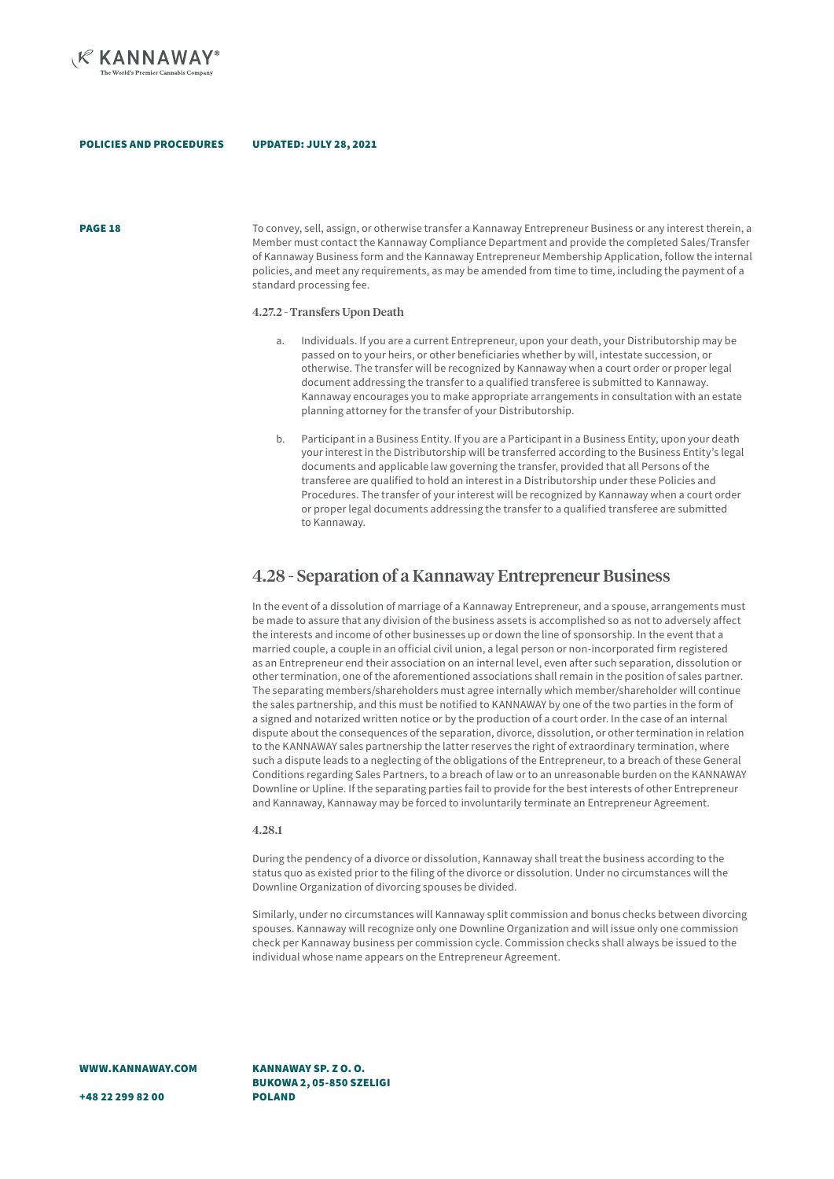To convey, sell, assign, or otherwise transfer a Kannaway Entrepreneur Business or any interest therein, a Member must contact the Kannaway Compliance Department and provide the completed Sales/Transfer of Kannaway Business form and the Kannaway Entrepreneur Membership Application, follow the internal policies, and meet any requirements, as may be amended from time to time, including the payment of a standard processing fee.

### 4.27.2 - Transfers Upon Death

a. Individuals. If you are a current Entrepreneur, upon your death, your Distributorship may be passed on to your heirs, or other beneficiaries whether by will, intestate succession, or otherwise. The transfer will be recognized by Kannaway when a court order or proper legal document addressing the transfer to a qualified transferee is submitted to Kannaway. Kannaway encourages you to make appropriate arrangements in consultation with an estate planning attorney for the transfer of your Distributorship.

b. Participant in a Business Entity. If you are a Participant in a Business Entity, upon your death your interest in the Distributorship will be transferred according to the Business Entity's legal documents and applicable law governing the transfer, provided that all Persons of the transferee are qualified to hold an interest in a Distributorship under these Policies and Procedures. The transfer of your interest will be recognized by Kannaway when a court order or proper legal documents addressing the transfer to a qualified transferee are submitted to Kannaway.

## 4.28 - Separation of a Kannaway Entrepreneur Business

In the event of a dissolution of marriage of a Kannaway Entrepreneur, and a spouse, arrangements must be made to assure that any division of the business assets is accomplished so as not to adversely affect the interests and income of other businesses up or down the line of sponsorship. In the event that a married couple, a couple in an official civil union, a legal person or non-incorporated firm registered as an Entrepreneur end their association on an internal level, even after such separation, dissolution or other termination, one of the aforementioned associations shall remain in the position of sales partner. The separating members/shareholders must agree internally which member/shareholder will continue the sales partnership, and this must be notified to KANNAWAY by one of the two parties in the form of a signed and notarized written notice or by the production of a court order. In the case of an internal dispute about the consequences of the separation, divorce, dissolution, or other termination in relation to the KANNAWAY sales partnership the latter reserves the right of extraordinary termination, where such a dispute leads to a neglecting of the obligations of the Entrepreneur, to a breach of these General Conditions regarding Sales Partners, to a breach of law or to an unreasonable burden on the KANNAWAY Downline or Upline. If the separating parties fail to provide for the best interests of other Entrepreneur and Kannaway, Kannaway may be forced to involuntarily terminate an Entrepreneur Agreement.

### 4.28.1

During the pendency of a divorce or dissolution, Kannaway shall treat the business according to the status quo as existed prior to the filing of the divorce or dissolution. Under no circumstances will the Downline Organization of divorcing spouses be divided.

Similarly, under no circumstances will Kannaway split commission and bonus checks between divorcing spouses. Kannaway will recognize only one Downline Organization and will issue only one commission check per Kannaway business per commission cycle. Commission checks shall always be issued to the individual whose name appears on the Entrepreneur Agreement.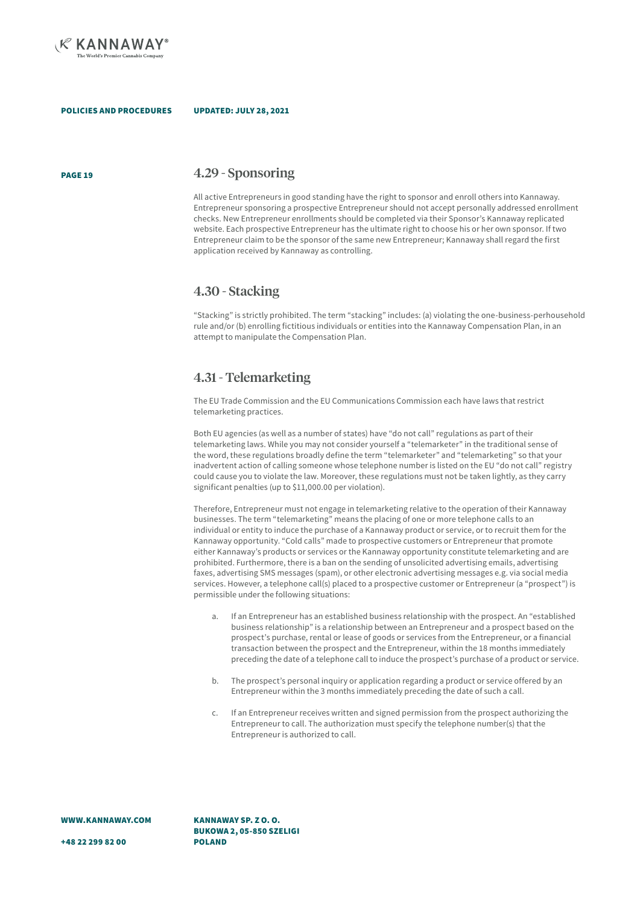## 4.29 - Sponsoring

All active Entrepreneurs in good standing have the right to sponsor and enroll others into Kannaway. Entrepreneur sponsoring a prospective Entrepreneur should not accept personally addressed enrollment checks. New Entrepreneur enrollments should be completed via their Sponsor's Kannaway replicated website. Each prospective Entrepreneur has the ultimate right to choose his or her own sponsor. If two Entrepreneur claim to be the sponsor of the same new Entrepreneur; Kannaway shall regard the first application received by Kannaway as controlling.

## 4.30 - Stacking

"Stacking" is strictly prohibited. The term "stacking" includes: (a) violating the one-business-perhousehold rule and/or (b) enrolling fictitious individuals or entities into the Kannaway Compensation Plan, in an attempt to manipulate the Compensation Plan.

## 4.31 - Telemarketing

The EU Trade Commission and the EU Communications Commission each have laws that restrict telemarketing practices.

Both EU agencies (as well as a number of states) have "do not call" regulations as part of their telemarketing laws. While you may not consider yourself a "telemarketer" in the traditional sense of the word, these regulations broadly define the term "telemarketer" and "telemarketing" so that your inadvertent action of calling someone whose telephone number is listed on the EU "do not call" registry could cause you to violate the law. Moreover, these regulations must not be taken lightly, as they carry significant penalties (up to $11,000.00 per violation).

Therefore, Entrepreneur must not engage in telemarketing relative to the operation of their Kannaway businesses. The term "telemarketing" means the placing of one or more telephone calls to an individual or entity to induce the purchase of a Kannaway product or service, or to recruit them for the Kannaway opportunity. "Cold calls" made to prospective customers or Entrepreneur that promote either Kannaway's products or services or the Kannaway opportunity constitute telemarketing and are prohibited. Furthermore, there is a ban on the sending of unsolicited advertising emails, advertising faxes, advertising SMS messages (spam), or other electronic advertising messages e.g. via social media services. However, a telephone call(s) placed to a prospective customer or Entrepreneur (a "prospect") is permissible under the following situations:

a. If an Entrepreneur has an established business relationship with the prospect. An "established business relationship" is a relationship between an Entrepreneur and a prospect based on the prospect's purchase, rental or lease of goods or services from the Entrepreneur, or a financial transaction between the prospect and the Entrepreneur, within the 18 months immediately preceding the date of a telephone call to induce the prospect's purchase of a product or service.

b. The prospect's personal inquiry or application regarding a product or service offered by an Entrepreneur within the 3 months immediately preceding the date of such a call.

c. If an Entrepreneur receives written and signed permission from the prospect authorizing the Entrepreneur to call. The authorization must specify the telephone number(s) that the Entrepreneur is authorized to call.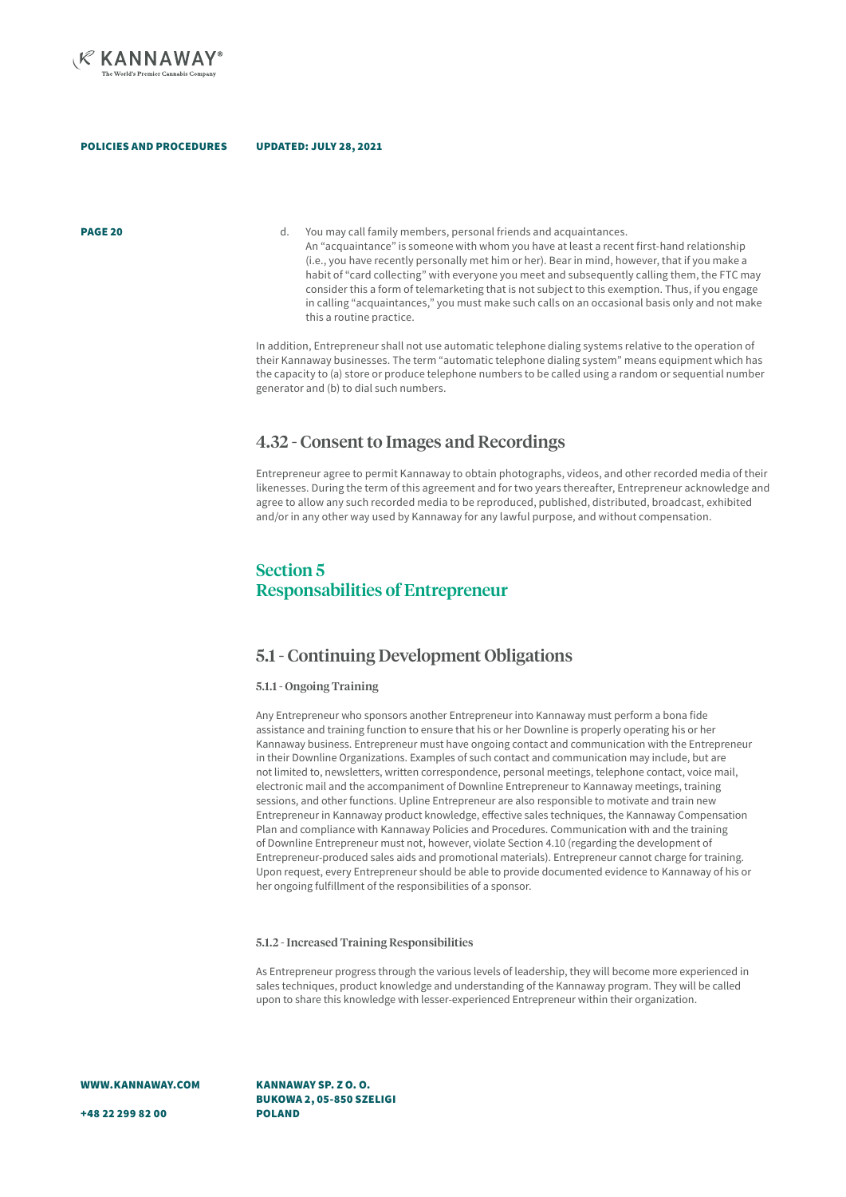d. You may call family members, personal friends and acquaintances.
   An "acquaintance" is someone with whom you have at least a recent first-hand relationship (i.e., you have recently personally met him or her). Bear in mind, however, that if you make a habit of "card collecting" with everyone you meet and subsequently calling them, the FTC may consider this a form of telemarketing that is not subject to this exemption. Thus, if you engage in calling "acquaintances," you must make such calls on an occasional basis only and not make this a routine practice.

In addition, Entrepreneur shall not use automatic telephone dialing systems relative to the operation of their Kannaway businesses. The term "automatic telephone dialing system" means equipment which has the capacity to (a) store or produce telephone numbers to be called using a random or sequential number generator and (b) to dial such numbers.

## 4.32 - Consent to Images and Recordings

Entrepreneur agree to permit Kannaway to obtain photographs, videos, and other recorded media of their likenesses. During the term of this agreement and for two years thereafter, Entrepreneur acknowledge and agree to allow any such recorded media to be reproduced, published, distributed, broadcast, exhibited and/or in any other way used by Kannaway for any lawful purpose, and without compensation.

# Section 5 Responsabilities of Entrepreneur

## 5.1 - Continuing Development Obligations

### 5.1.1 - Ongoing Training

Any Entrepreneur who sponsors another Entrepreneur into Kannaway must perform a bona fide assistance and training function to ensure that his or her Downline is properly operating his or her Kannaway business. Entrepreneur must have ongoing contact and communication with the Entrepreneur in their Downline Organizations. Examples of such contact and communication may include, but are not limited to, newsletters, written correspondence, personal meetings, telephone contact, voice mail, electronic mail and the accompaniment of Downline Entrepreneur to Kannaway meetings, training sessions, and other functions. Upline Entrepreneur are also responsible to motivate and train new Entrepreneur in Kannaway product knowledge, effective sales techniques, the Kannaway Compensation Plan and compliance with Kannaway Policies and Procedures. Communication with and the training of Downline Entrepreneur must not, however, violate Section 4.10 (regarding the development of Entrepreneur-produced sales aids and promotional materials). Entrepreneur cannot charge for training. Upon request, every Entrepreneur should be able to provide documented evidence to Kannaway of his or her ongoing fulfillment of the responsibilities of a sponsor.

### 5.1.2 - Increased Training Responsibilities

As Entrepreneur progress through the various levels of leadership, they will become more experienced in sales techniques, product knowledge and understanding of the Kannaway program. They will be called upon to share this knowledge with lesser-experienced Entrepreneur within their organization.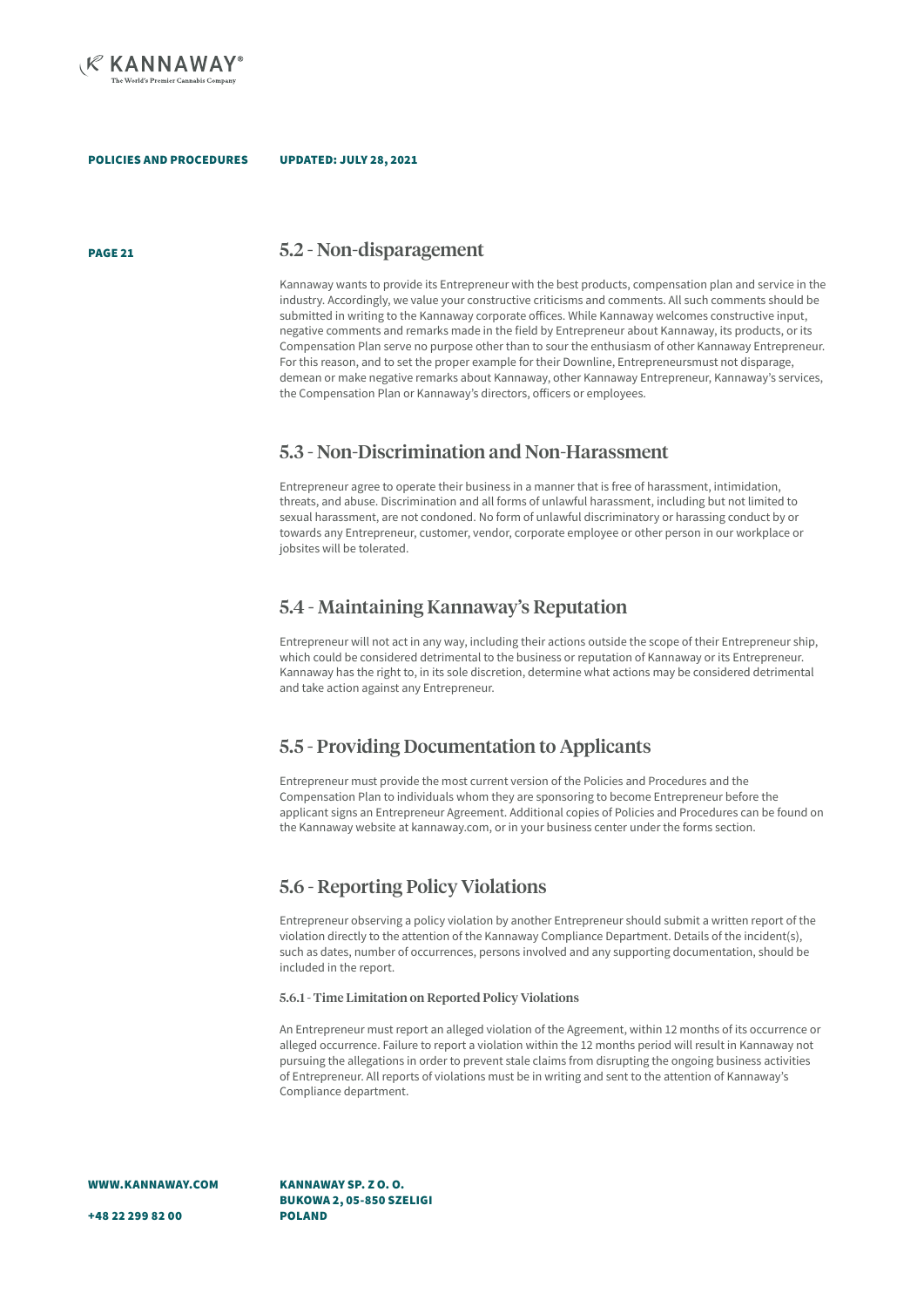## 5.2 - Non-disparagement

Kannaway wants to provide its Entrepreneur with the best products, compensation plan and service in the industry. Accordingly, we value your constructive criticisms and comments. All such comments should be submitted in writing to the Kannaway corporate offices. While Kannaway welcomes constructive input, negative comments and remarks made in the field by Entrepreneur about Kannaway, its products, or its Compensation Plan serve no purpose other than to sour the enthusiasm of other Kannaway Entrepreneur. For this reason, and to set the proper example for their Downline, Entrepreneursmust not disparage, demean or make negative remarks about Kannaway, other Kannaway Entrepreneur, Kannaway's services, the Compensation Plan or Kannaway's directors, officers or employees.

## 5.3 - Non-Discrimination and Non-Harassment

Entrepreneur agree to operate their business in a manner that is free of harassment, intimidation, threats, and abuse. Discrimination and all forms of unlawful harassment, including but not limited to sexual harassment, are not condoned. No form of unlawful discriminatory or harassing conduct by or towards any Entrepreneur, customer, vendor, corporate employee or other person in our workplace or jobsites will be tolerated.

## 5.4 - Maintaining Kannaway's Reputation

Entrepreneur will not act in any way, including their actions outside the scope of their Entrepreneur ship, which could be considered detrimental to the business or reputation of Kannaway or its Entrepreneur. Kannaway has the right to, in its sole discretion, determine what actions may be considered detrimental and take action against any Entrepreneur.

## 5.5 - Providing Documentation to Applicants

Entrepreneur must provide the most current version of the Policies and Procedures and the Compensation Plan to individuals whom they are sponsoring to become Entrepreneur before the applicant signs an Entrepreneur Agreement. Additional copies of Policies and Procedures can be found on the Kannaway website at kannaway.com, or in your business center under the forms section.

## 5.6 - Reporting Policy Violations

Entrepreneur observing a policy violation by another Entrepreneur should submit a written report of the violation directly to the attention of the Kannaway Compliance Department. Details of the incident(s), such as dates, number of occurrences, persons involved and any supporting documentation, should be included in the report.

### 5.6.1 - Time Limitation on Reported Policy Violations

An Entrepreneur must report an alleged violation of the Agreement, within 12 months of its occurrence or alleged occurrence. Failure to report a violation within the 12 months period will result in Kannaway not pursuing the allegations in order to prevent stale claims from disrupting the ongoing business activities of Entrepreneur. All reports of violations must be in writing and sent to the attention of Kannaway's Compliance department.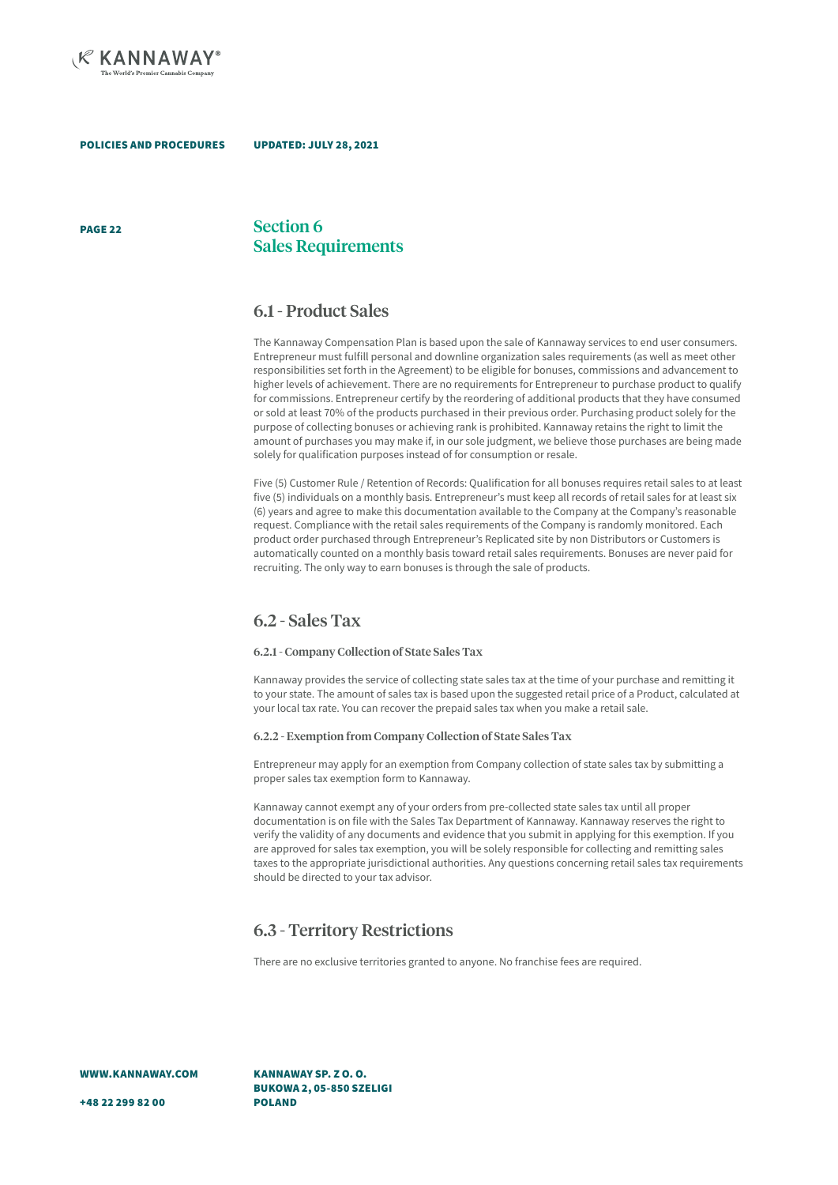# Section 6
# Sales Requirements

## 6.1 - Product Sales

The Kannaway Compensation Plan is based upon the sale of Kannaway services to end user consumers. Entrepreneur must fulfill personal and downline organization sales requirements (as well as meet other responsibilities set forth in the Agreement) to be eligible for bonuses, commissions and advancement to higher levels of achievement. There are no requirements for Entrepreneur to purchase product to qualify for commissions. Entrepreneur certify by the reordering of additional products that they have consumed or sold at least 70% of the products purchased in their previous order. Purchasing product solely for the purpose of collecting bonuses or achieving rank is prohibited. Kannaway retains the right to limit the amount of purchases you may make if, in our sole judgment, we believe those purchases are being made solely for qualification purposes instead of for consumption or resale.

Five (5) Customer Rule / Retention of Records: Qualification for all bonuses requires retail sales to at least five (5) individuals on a monthly basis. Entrepreneur's must keep all records of retail sales for at least six (6) years and agree to make this documentation available to the Company at the Company's reasonable request. Compliance with the retail sales requirements of the Company is randomly monitored. Each product order purchased through Entrepreneur's Replicated site by non Distributors or Customers is automatically counted on a monthly basis toward retail sales requirements. Bonuses are never paid for recruiting. The only way to earn bonuses is through the sale of products.

## 6.2 - Sales Tax

### 6.2.1 - Company Collection of State Sales Tax

Kannaway provides the service of collecting state sales tax at the time of your purchase and remitting it to your state. The amount of sales tax is based upon the suggested retail price of a Product, calculated at your local tax rate. You can recover the prepaid sales tax when you make a retail sale.

### 6.2.2 - Exemption from Company Collection of State Sales Tax

Entrepreneur may apply for an exemption from Company collection of state sales tax by submitting a proper sales tax exemption form to Kannaway.

Kannaway cannot exempt any of your orders from pre-collected state sales tax until all proper documentation is on file with the Sales Tax Department of Kannaway. Kannaway reserves the right to verify the validity of any documents and evidence that you submit in applying for this exemption. If you are approved for sales tax exemption, you will be solely responsible for collecting and remitting sales taxes to the appropriate jurisdictional authorities. Any questions concerning retail sales tax requirements should be directed to your tax advisor.

## 6.3 - Territory Restrictions

There are no exclusive territories granted to anyone. No franchise fees are required.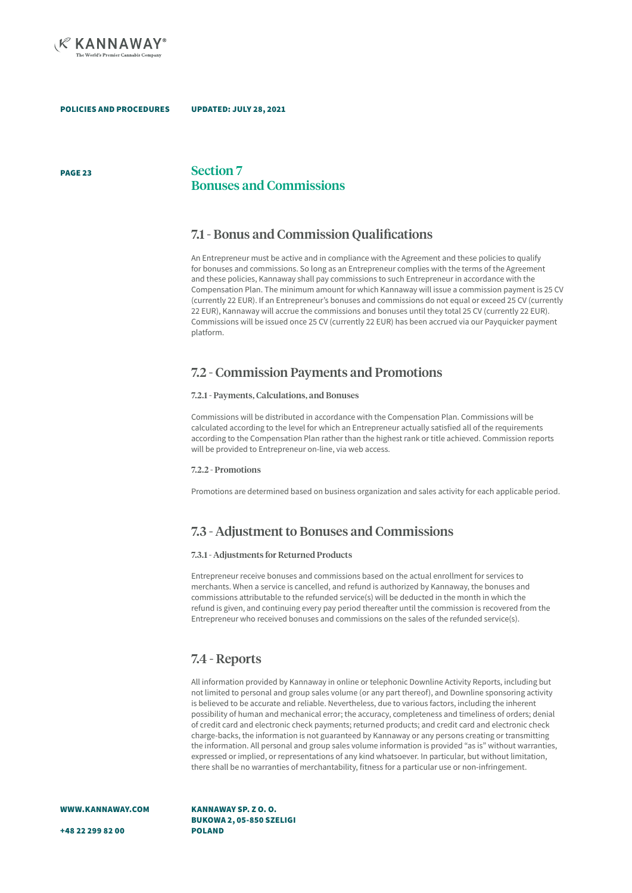# Section 7
# Bonuses and Commissions

## 7.1 - Bonus and Commission Qualifications

An Entrepreneur must be active and in compliance with the Agreement and these policies to qualify for bonuses and commissions. So long as an Entrepreneur complies with the terms of the Agreement and these policies, Kannaway shall pay commissions to such Entrepreneur in accordance with the Compensation Plan. The minimum amount for which Kannaway will issue a commission payment is 25 CV (currently 22 EUR). If an Entrepreneur's bonuses and commissions do not equal or exceed 25 CV (currently 22 EUR), Kannaway will accrue the commissions and bonuses until they total 25 CV (currently 22 EUR). Commissions will be issued once 25 CV (currently 22 EUR) has been accrued via our Payquicker payment platform.

## 7.2 - Commission Payments and Promotions

### 7.2.1 - Payments, Calculations, and Bonuses

Commissions will be distributed in accordance with the Compensation Plan. Commissions will be calculated according to the level for which an Entrepreneur actually satisfied all of the requirements according to the Compensation Plan rather than the highest rank or title achieved. Commission reports will be provided to Entrepreneur on-line, via web access.

### 7.2.2 - Promotions

Promotions are determined based on business organization and sales activity for each applicable period.

## 7.3 - Adjustment to Bonuses and Commissions

### 7.3.1 - Adjustments for Returned Products

Entrepreneur receive bonuses and commissions based on the actual enrollment for services to merchants. When a service is cancelled, and refund is authorized by Kannaway, the bonuses and commissions attributable to the refunded service(s) will be deducted in the month in which the refund is given, and continuing every pay period thereafter until the commission is recovered from the Entrepreneur who received bonuses and commissions on the sales of the refunded service(s).

## 7.4 - Reports

All information provided by Kannaway in online or telephonic Downline Activity Reports, including but not limited to personal and group sales volume (or any part thereof), and Downline sponsoring activity is believed to be accurate and reliable. Nevertheless, due to various factors, including the inherent possibility of human and mechanical error; the accuracy, completeness and timeliness of orders; denial of credit card and electronic check payments; returned products; and credit card and electronic check charge-backs, the information is not guaranteed by Kannaway or any persons creating or transmitting the information. All personal and group sales volume information is provided "as is" without warranties, expressed or implied, or representations of any kind whatsoever. In particular, but without limitation, there shall be no warranties of merchantability, fitness for a particular use or non-infringement.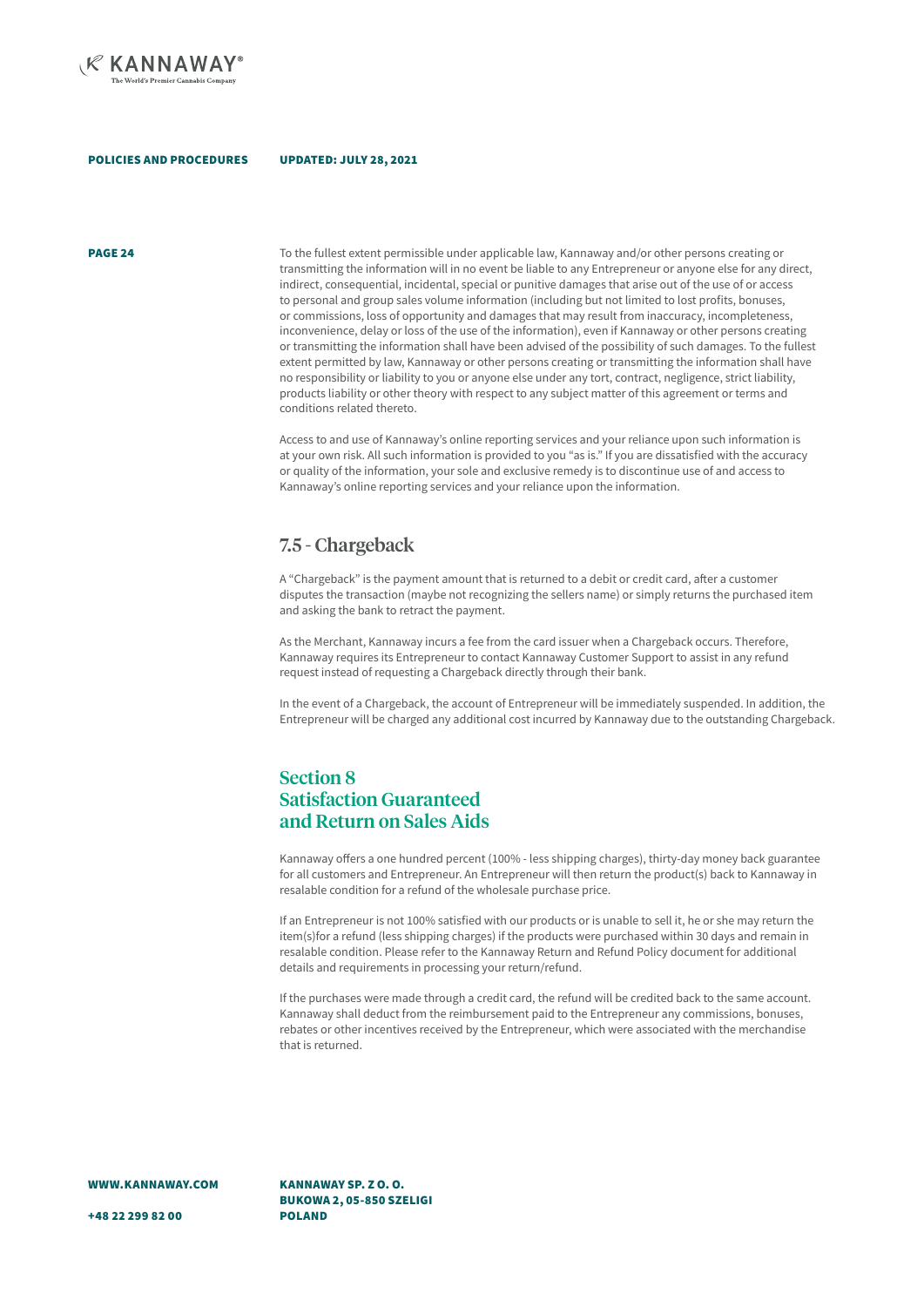To the fullest extent permissible under applicable law, Kannaway and/or other persons creating or transmitting the information will in no event be liable to any Entrepreneur or anyone else for any direct, indirect, consequential, incidental, special or punitive damages that arise out of the use of or access to personal and group sales volume information (including but not limited to lost profits, bonuses, or commissions, loss of opportunity and damages that may result from inaccuracy, incompleteness, inconvenience, delay or loss of the use of the information), even if Kannaway or other persons creating or transmitting the information shall have been advised of the possibility of such damages. To the fullest extent permitted by law, Kannaway or other persons creating or transmitting the information shall have no responsibility or liability to you or anyone else under any tort, contract, negligence, strict liability, products liability or other theory with respect to any subject matter of this agreement or terms and conditions related thereto.

Access to and use of Kannaway's online reporting services and your reliance upon such information is at your own risk. All such information is provided to you "as is." If you are dissatisfied with the accuracy or quality of the information, your sole and exclusive remedy is to discontinue use of and access to Kannaway's online reporting services and your reliance upon the information.

### 7.5 - Chargeback

A "Chargeback" is the payment amount that is returned to a debit or credit card, after a customer disputes the transaction (maybe not recognizing the sellers name) or simply returns the purchased item and asking the bank to retract the payment.

As the Merchant, Kannaway incurs a fee from the card issuer when a Chargeback occurs. Therefore, Kannaway requires its Entrepreneur to contact Kannaway Customer Support to assist in any refund request instead of requesting a Chargeback directly through their bank.

In the event of a Chargeback, the account of Entrepreneur will be immediately suspended. In addition, the Entrepreneur will be charged any additional cost incurred by Kannaway due to the outstanding Chargeback.

## Section 8 Satisfaction Guaranteed and Return on Sales Aids

Kannaway offers a one hundred percent (100% - less shipping charges), thirty-day money back guarantee for all customers and Entrepreneur. An Entrepreneur will then return the product(s) back to Kannaway in resalable condition for a refund of the wholesale purchase price.

If an Entrepreneur is not 100% satisfied with our products or is unable to sell it, he or she may return the item(s)for a refund (less shipping charges) if the products were purchased within 30 days and remain in resalable condition. Please refer to the Kannaway Return and Refund Policy document for additional details and requirements in processing your return/refund.

If the purchases were made through a credit card, the refund will be credited back to the same account. Kannaway shall deduct from the reimbursement paid to the Entrepreneur any commissions, bonuses, rebates or other incentives received by the Entrepreneur, which were associated with the merchandise that is returned.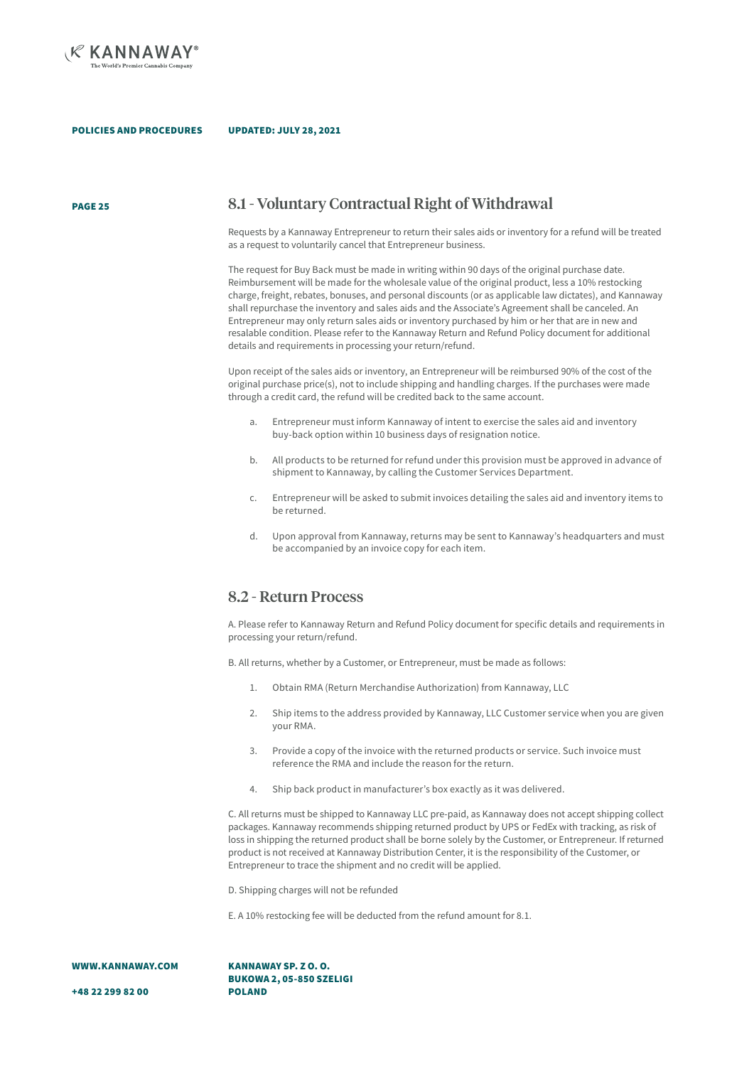## 8.1 - Voluntary Contractual Right of Withdrawal

Requests by a Kannaway Entrepreneur to return their sales aids or inventory for a refund will be treated as a request to voluntarily cancel that Entrepreneur business.

The request for Buy Back must be made in writing within 90 days of the original purchase date. Reimbursement will be made for the wholesale value of the original product, less a 10% restocking charge, freight, rebates, bonuses, and personal discounts (or as applicable law dictates), and Kannaway shall repurchase the inventory and sales aids and the Associate's Agreement shall be canceled. An Entrepreneur may only return sales aids or inventory purchased by him or her that are in new and resalable condition. Please refer to the Kannaway Return and Refund Policy document for additional details and requirements in processing your return/refund.

Upon receipt of the sales aids or inventory, an Entrepreneur will be reimbursed 90% of the cost of the original purchase price(s), not to include shipping and handling charges. If the purchases were made through a credit card, the refund will be credited back to the same account.

a. Entrepreneur must inform Kannaway of intent to exercise the sales aid and inventory buy-back option within 10 business days of resignation notice.

b. All products to be returned for refund under this provision must be approved in advance of shipment to Kannaway, by calling the Customer Services Department.

c. Entrepreneur will be asked to submit invoices detailing the sales aid and inventory items to be returned.

d. Upon approval from Kannaway, returns may be sent to Kannaway's headquarters and must be accompanied by an invoice copy for each item.

## 8.2 - Return Process

A. Please refer to Kannaway Return and Refund Policy document for specific details and requirements in processing your return/refund.

B. All returns, whether by a Customer, or Entrepreneur, must be made as follows:

1. Obtain RMA (Return Merchandise Authorization) from Kannaway, LLC
2. Ship items to the address provided by Kannaway, LLC Customer service when you are given your RMA.
3. Provide a copy of the invoice with the returned products or service. Such invoice must reference the RMA and include the reason for the return.
4. Ship back product in manufacturer's box exactly as it was delivered.

C. All returns must be shipped to Kannaway LLC pre-paid, as Kannaway does not accept shipping collect packages. Kannaway recommends shipping returned product by UPS or FedEx with tracking, as risk of loss in shipping the returned product shall be borne solely by the Customer, or Entrepreneur. If returned product is not received at Kannaway Distribution Center, it is the responsibility of the Customer, or Entrepreneur to trace the shipment and no credit will be applied.

D. Shipping charges will not be refunded

E. A 10% restocking fee will be deducted from the refund amount for 8.1.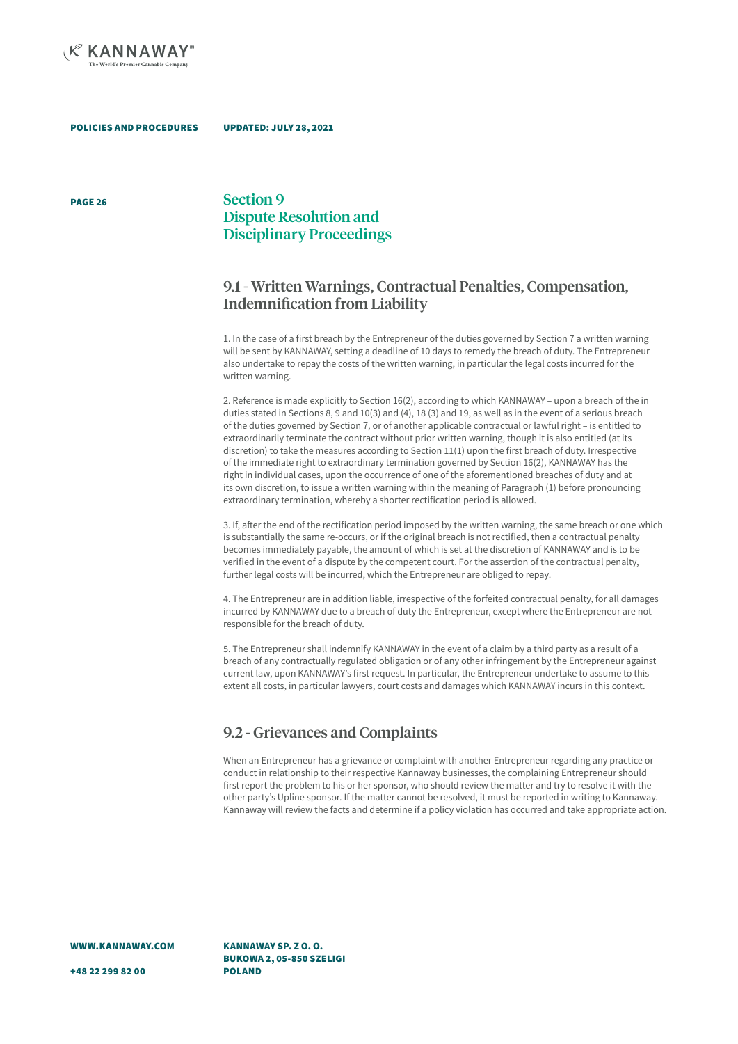# Section 9 Dispute Resolution and Disciplinary Proceedings

## 9.1 - Written Warnings, Contractual Penalties, Compensation, Indemnification from Liability

1. In the case of a first breach by the Entrepreneur of the duties governed by Section 7 a written warning will be sent by KANNAWAY, setting a deadline of 10 days to remedy the breach of duty. The Entrepreneur also undertake to repay the costs of the written warning, in particular the legal costs incurred for the written warning.

2. Reference is made explicitly to Section 16(2), according to which KANNAWAY – upon a breach of the in duties stated in Sections 8, 9 and 10(3) and (4), 18 (3) and 19, as well as in the event of a serious breach of the duties governed by Section 7, or of another applicable contractual or lawful right – is entitled to extraordinarily terminate the contract without prior written warning, though it is also entitled (at its discretion) to take the measures according to Section 11(1) upon the first breach of duty. Irrespective of the immediate right to extraordinary termination governed by Section 16(2), KANNAWAY has the right in individual cases, upon the occurrence of one of the aforementioned breaches of duty and at its own discretion, to issue a written warning within the meaning of Paragraph (1) before pronouncing extraordinary termination, whereby a shorter rectification period is allowed.

3. If, after the end of the rectification period imposed by the written warning, the same breach or one which is substantially the same re-occurs, or if the original breach is not rectified, then a contractual penalty becomes immediately payable, the amount of which is set at the discretion of KANNAWAY and is to be verified in the event of a dispute by the competent court. For the assertion of the contractual penalty, further legal costs will be incurred, which the Entrepreneur are obliged to repay.

4. The Entrepreneur are in addition liable, irrespective of the forfeited contractual penalty, for all damages incurred by KANNAWAY due to a breach of duty the Entrepreneur, except where the Entrepreneur are not responsible for the breach of duty.

5. The Entrepreneur shall indemnify KANNAWAY in the event of a claim by a third party as a result of a breach of any contractually regulated obligation or of any other infringement by the Entrepreneur against current law, upon KANNAWAY's first request. In particular, the Entrepreneur undertake to assume to this extent all costs, in particular lawyers, court costs and damages which KANNAWAY incurs in this context.

## 9.2 - Grievances and Complaints

When an Entrepreneur has a grievance or complaint with another Entrepreneur regarding any practice or conduct in relationship to their respective Kannaway businesses, the complaining Entrepreneur should first report the problem to his or her sponsor, who should review the matter and try to resolve it with the other party's Upline sponsor. If the matter cannot be resolved, it must be reported in writing to Kannaway. Kannaway will review the facts and determine if a policy violation has occurred and take appropriate action.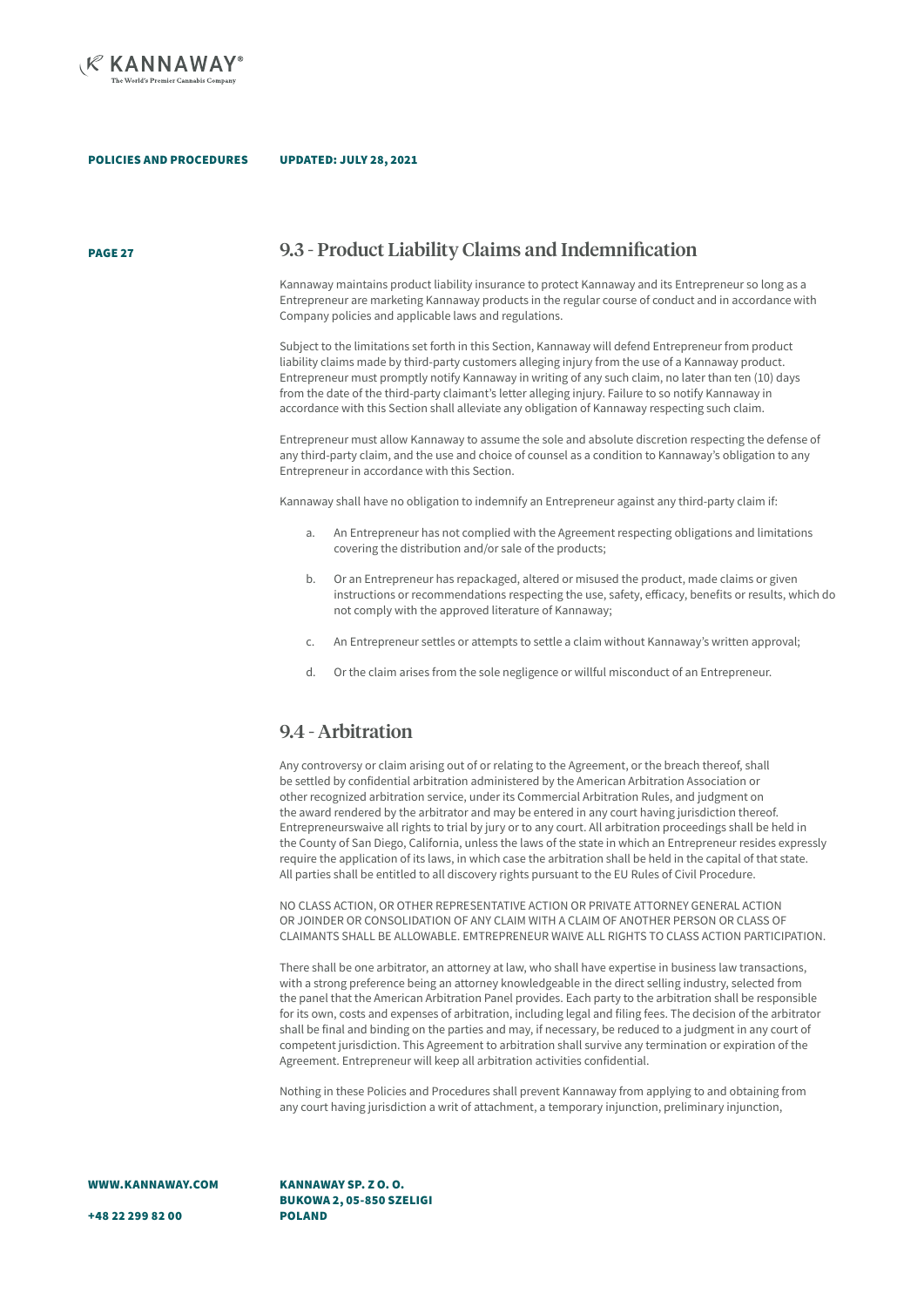## 9.3 - Product Liability Claims and Indemnification

Kannaway maintains product liability insurance to protect Kannaway and its Entrepreneur so long as a Entrepreneur are marketing Kannaway products in the regular course of conduct and in accordance with Company policies and applicable laws and regulations.

Subject to the limitations set forth in this Section, Kannaway will defend Entrepreneur from product liability claims made by third-party customers alleging injury from the use of a Kannaway product. Entrepreneur must promptly notify Kannaway in writing of any such claim, no later than ten (10) days from the date of the third-party claimant's letter alleging injury. Failure to so notify Kannaway in accordance with this Section shall alleviate any obligation of Kannaway respecting such claim.

Entrepreneur must allow Kannaway to assume the sole and absolute discretion respecting the defense of any third-party claim, and the use and choice of counsel as a condition to Kannaway's obligation to any Entrepreneur in accordance with this Section.

Kannaway shall have no obligation to indemnify an Entrepreneur against any third-party claim if:

a. An Entrepreneur has not complied with the Agreement respecting obligations and limitations covering the distribution and/or sale of the products;

b. Or an Entrepreneur has repackaged, altered or misused the product, made claims or given instructions or recommendations respecting the use, safety, efficacy, benefits or results, which do not comply with the approved literature of Kannaway;

c. An Entrepreneur settles or attempts to settle a claim without Kannaway's written approval;

d. Or the claim arises from the sole negligence or willful misconduct of an Entrepreneur.

## 9.4 - Arbitration

Any controversy or claim arising out of or relating to the Agreement, or the breach thereof, shall be settled by confidential arbitration administered by the American Arbitration Association or other recognized arbitration service, under its Commercial Arbitration Rules, and judgment on the award rendered by the arbitrator and may be entered in any court having jurisdiction thereof. Entrepreneurswaive all rights to trial by jury or to any court. All arbitration proceedings shall be held in the County of San Diego, California, unless the laws of the state in which an Entrepreneur resides expressly require the application of its laws, in which case the arbitration shall be held in the capital of that state. All parties shall be entitled to all discovery rights pursuant to the EU Rules of Civil Procedure.

NO CLASS ACTION, OR OTHER REPRESENTATIVE ACTION OR PRIVATE ATTORNEY GENERAL ACTION OR JOINDER OR CONSOLIDATION OF ANY CLAIM WITH A CLAIM OF ANOTHER PERSON OR CLASS OF CLAIMANTS SHALL BE ALLOWABLE. EMTREPRENEUR WAIVE ALL RIGHTS TO CLASS ACTION PARTICIPATION.

There shall be one arbitrator, an attorney at law, who shall have expertise in business law transactions, with a strong preference being an attorney knowledgeable in the direct selling industry, selected from the panel that the American Arbitration Panel provides. Each party to the arbitration shall be responsible for its own, costs and expenses of arbitration, including legal and filing fees. The decision of the arbitrator shall be final and binding on the parties and may, if necessary, be reduced to a judgment in any court of competent jurisdiction. This Agreement to arbitration shall survive any termination or expiration of the Agreement. Entrepreneur will keep all arbitration activities confidential.

Nothing in these Policies and Procedures shall prevent Kannaway from applying to and obtaining from any court having jurisdiction a writ of attachment, a temporary injunction, preliminary injunction,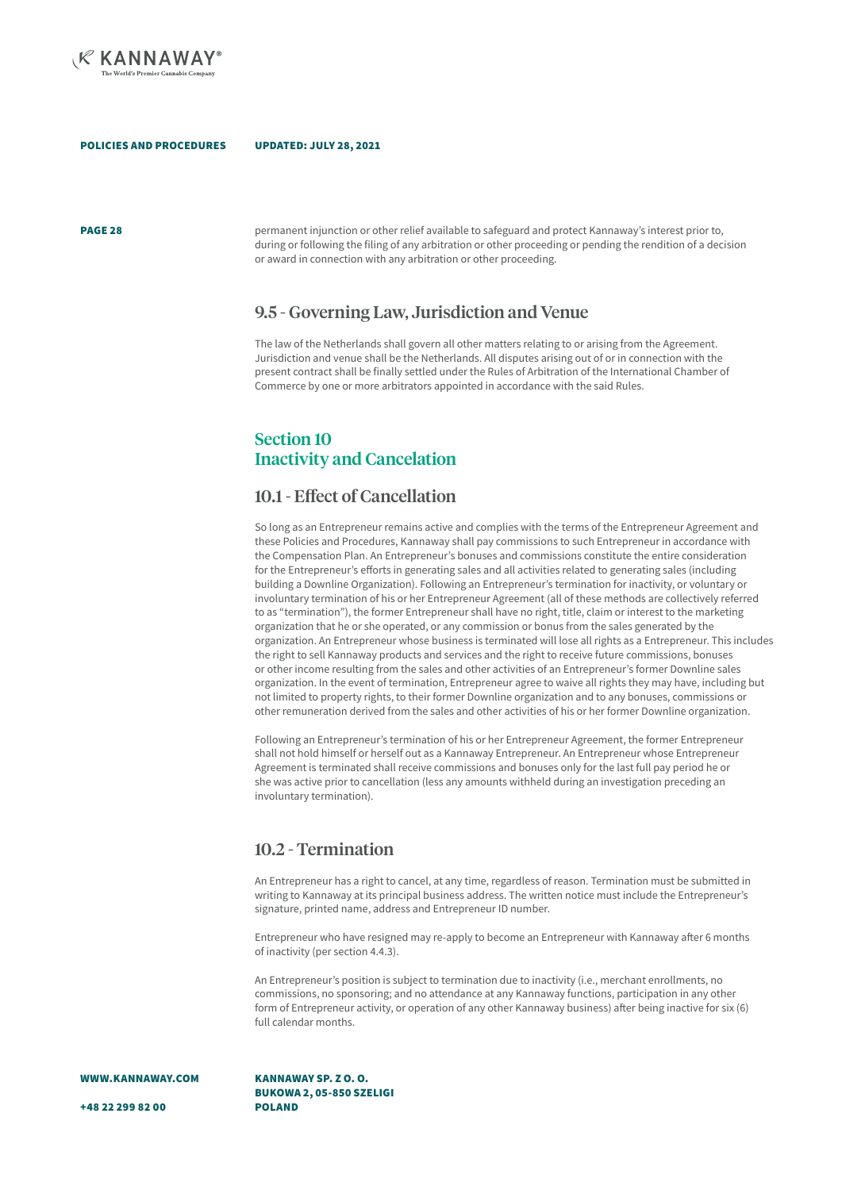permanent injunction or other relief available to safeguard and protect Kannaway's interest prior to, during or following the filing of any arbitration or other proceeding or pending the rendition of a decision or award in connection with any arbitration or other proceeding.

## 9.5 - Governing Law, Jurisdiction and Venue

The law of the Netherlands shall govern all other matters relating to or arising from the Agreement. Jurisdiction and venue shall be the Netherlands. All disputes arising out of or in connection with the present contract shall be finally settled under the Rules of Arbitration of the International Chamber of Commerce by one or more arbitrators appointed in accordance with the said Rules.

# Section 10
# Inactivity and Cancelation

## 10.1 - Effect of Cancellation

So long as an Entrepreneur remains active and complies with the terms of the Entrepreneur Agreement and these Policies and Procedures, Kannaway shall pay commissions to such Entrepreneur in accordance with the Compensation Plan. An Entrepreneur's bonuses and commissions constitute the entire consideration for the Entrepreneur's efforts in generating sales and all activities related to generating sales (including building a Downline Organization). Following an Entrepreneur's termination for inactivity, or voluntary or involuntary termination of his or her Entrepreneur Agreement (all of these methods are collectively referred to as "termination"), the former Entrepreneur shall have no right, title, claim or interest to the marketing organization that he or she operated, or any commission or bonus from the sales generated by the organization. An Entrepreneur whose business is terminated will lose all rights as a Entrepreneur. This includes the right to sell Kannaway products and services and the right to receive future commissions, bonuses or other income resulting from the sales and other activities of an Entrepreneur's former Downline sales organization. In the event of termination, Entrepreneur agree to waive all rights they may have, including but not limited to property rights, to their former Downline organization and to any bonuses, commissions or other remuneration derived from the sales and other activities of his or her former Downline organization.

Following an Entrepreneur's termination of his or her Entrepreneur Agreement, the former Entrepreneur shall not hold himself or herself out as a Kannaway Entrepreneur. An Entrepreneur whose Entrepreneur Agreement is terminated shall receive commissions and bonuses only for the last full pay period he or she was active prior to cancellation (less any amounts withheld during an investigation preceding an involuntary termination).

## 10.2 - Termination

An Entrepreneur has a right to cancel, at any time, regardless of reason. Termination must be submitted in writing to Kannaway at its principal business address. The written notice must include the Entrepreneur's signature, printed name, address and Entrepreneur ID number.

Entrepreneur who have resigned may re-apply to become an Entrepreneur with Kannaway after 6 months of inactivity (per section 4.4.3).

An Entrepreneur's position is subject to termination due to inactivity (i.e., merchant enrollments, no commissions, no sponsoring; and no attendance at any Kannaway functions, participation in any other form of Entrepreneur activity, or operation of any other Kannaway business) after being inactive for six (6) full calendar months.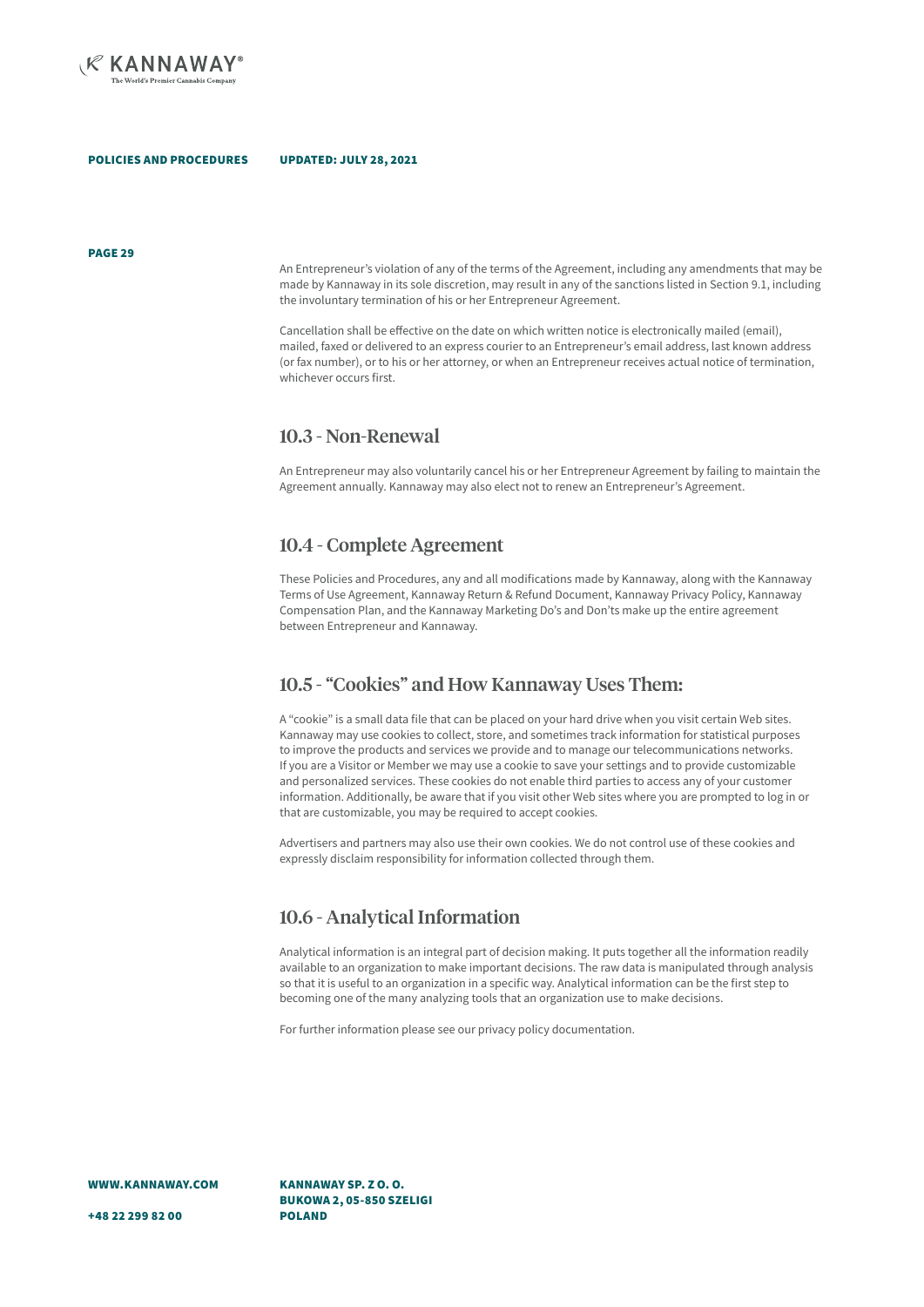An Entrepreneur's violation of any of the terms of the Agreement, including any amendments that may be made by Kannaway in its sole discretion, may result in any of the sanctions listed in Section 9.1, including the involuntary termination of his or her Entrepreneur Agreement.

Cancellation shall be effective on the date on which written notice is electronically mailed (email), mailed, faxed or delivered to an express courier to an Entrepreneur's email address, last known address (or fax number), or to his or her attorney, or when an Entrepreneur receives actual notice of termination, whichever occurs first.

## 10.3 - Non-Renewal

An Entrepreneur may also voluntarily cancel his or her Entrepreneur Agreement by failing to maintain the Agreement annually. Kannaway may also elect not to renew an Entrepreneur's Agreement.

## 10.4 - Complete Agreement

These Policies and Procedures, any and all modifications made by Kannaway, along with the Kannaway Terms of Use Agreement, Kannaway Return & Refund Document, Kannaway Privacy Policy, Kannaway Compensation Plan, and the Kannaway Marketing Do's and Don'ts make up the entire agreement between Entrepreneur and Kannaway.

## 10.5 - "Cookies" and How Kannaway Uses Them:

A "cookie" is a small data file that can be placed on your hard drive when you visit certain Web sites. Kannaway may use cookies to collect, store, and sometimes track information for statistical purposes to improve the products and services we provide and to manage our telecommunications networks. If you are a Visitor or Member we may use a cookie to save your settings and to provide customizable and personalized services. These cookies do not enable third parties to access any of your customer information. Additionally, be aware that if you visit other Web sites where you are prompted to log in or that are customizable, you may be required to accept cookies.

Advertisers and partners may also use their own cookies. We do not control use of these cookies and expressly disclaim responsibility for information collected through them.

## 10.6 - Analytical Information

Analytical information is an integral part of decision making. It puts together all the information readily available to an organization to make important decisions. The raw data is manipulated through analysis so that it is useful to an organization in a specific way. Analytical information can be the first step to becoming one of the many analyzing tools that an organization use to make decisions.

For further information please see our privacy policy documentation.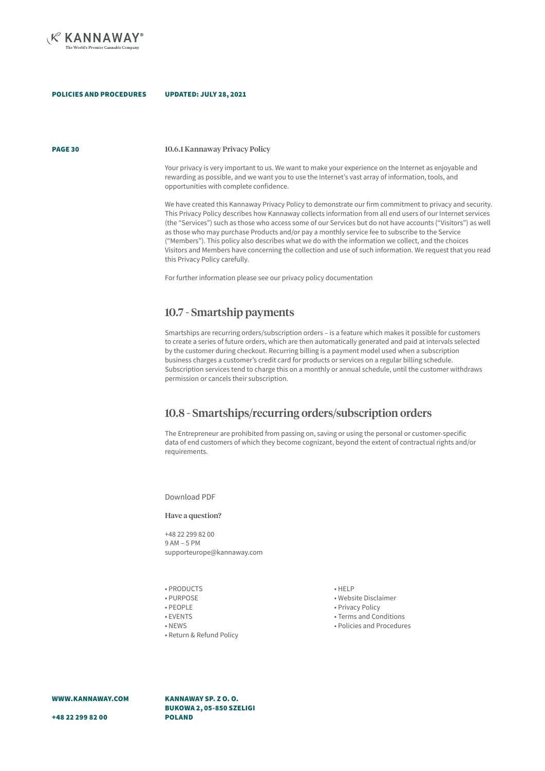### 10.6.1 Kannaway Privacy Policy

Your privacy is very important to us. We want to make your experience on the Internet as enjoyable and rewarding as possible, and we want you to use the Internet's vast array of information, tools, and opportunities with complete confidence.

We have created this Kannaway Privacy Policy to demonstrate our firm commitment to privacy and security. This Privacy Policy describes how Kannaway collects information from all end users of our Internet services (the "Services") such as those who access some of our Services but do not have accounts ("Visitors") as well as those who may purchase Products and/or pay a monthly service fee to subscribe to the Service ("Members"). This policy also describes what we do with the information we collect, and the choices Visitors and Members have concerning the collection and use of such information. We request that you read this Privacy Policy carefully.

For further information please see our privacy policy documentation

## 10.7 - Smartship payments

Smartships are recurring orders/subscription orders – is a feature which makes it possible for customers to create a series of future orders, which are then automatically generated and paid at intervals selected by the customer during checkout. Recurring billing is a payment model used when a subscription business charges a customer's credit card for products or services on a regular billing schedule. Subscription services tend to charge this on a monthly or annual schedule, until the customer withdraws permission or cancels their subscription.

## 10.8 - Smartships/recurring orders/subscription orders

The Entrepreneur are prohibited from passing on, saving or using the personal or customer-specific data of end customers of which they become cognizant, beyond the extent of contractual rights and/or requirements.

Download PDF

**Have a question?**

+48 22 299 82 00
9 AM – 5 PM
supporteurope@kannaway.com

- PRODUCTS
- PURPOSE
- PEOPLE
- EVENTS
- NEWS
- Return & Refund Policy
- HELP
- Website Disclaimer
- Privacy Policy
- Terms and Conditions
- Policies and Procedures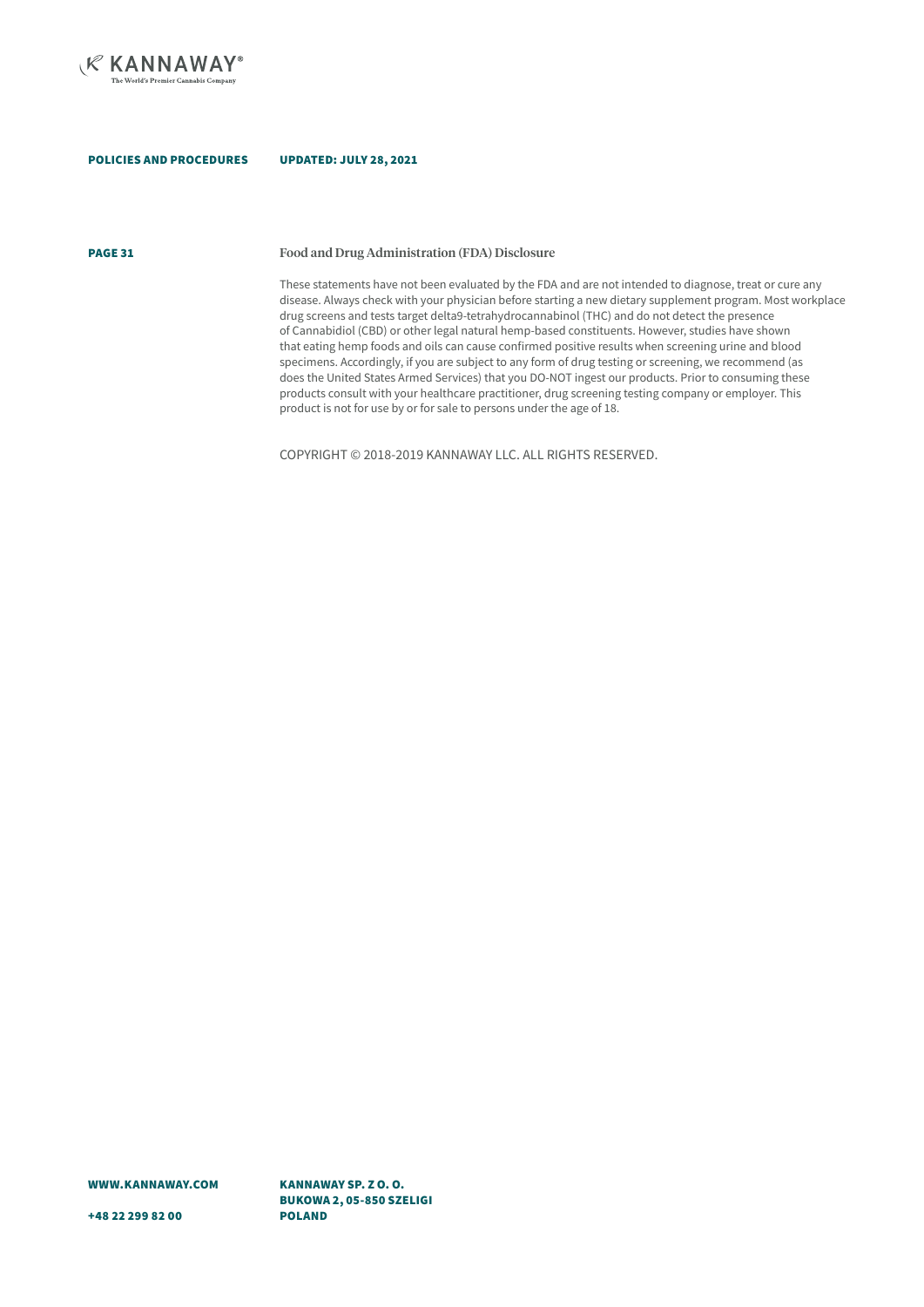## Food and Drug Administration (FDA) Disclosure

These statements have not been evaluated by the FDA and are not intended to diagnose, treat or cure any disease. Always check with your physician before starting a new dietary supplement program. Most workplace drug screens and tests target delta9-tetrahydrocannabinol (THC) and do not detect the presence of Cannabidiol (CBD) or other legal natural hemp-based constituents. However, studies have shown that eating hemp foods and oils can cause confirmed positive results when screening urine and blood specimens. Accordingly, if you are subject to any form of drug testing or screening, we recommend (as does the United States Armed Services) that you DO-NOT ingest our products. Prior to consuming these products consult with your healthcare practitioner, drug screening testing company or employer. This product is not for use by or for sale to persons under the age of 18.

COPYRIGHT © 2018-2019 KANNAWAY LLC. ALL RIGHTS RESERVED.